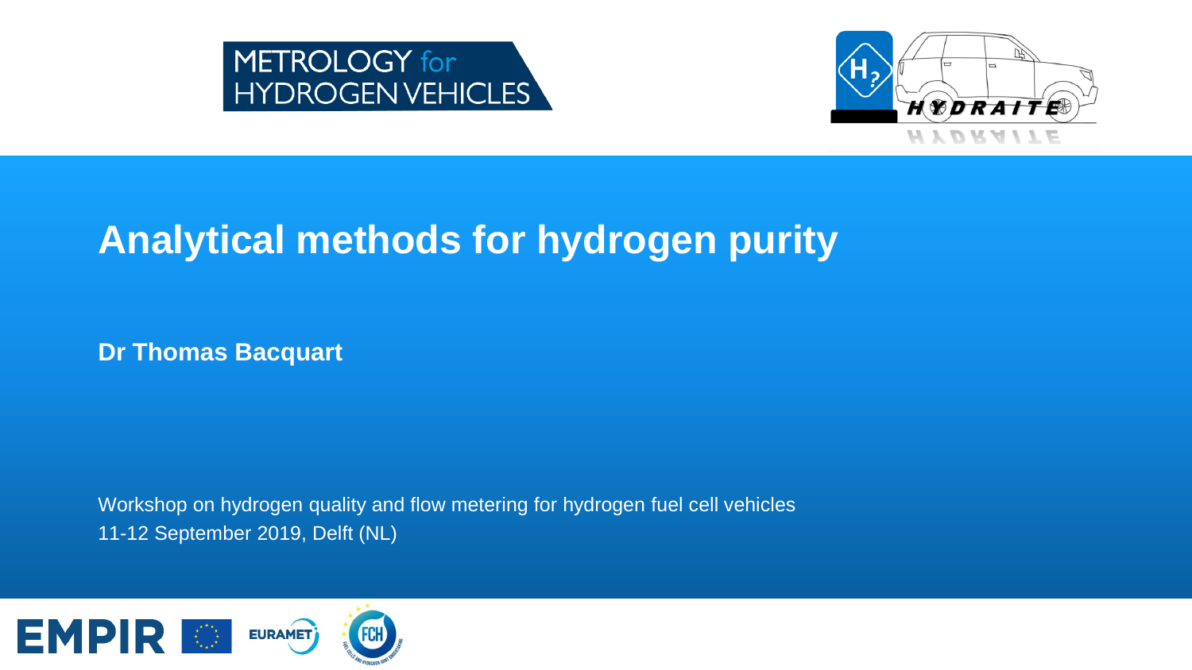METROLOGY for HYDROGEN VEHICLES

HYDRAITE

# Analytical methods for hydrogen purity

**Dr Thomas Bacquart**

Workshop on hydrogen quality and flow metering for hydrogen fuel cell vehicles
11-12 September 2019, Delft (NL)

EMPIR EURAMET FCH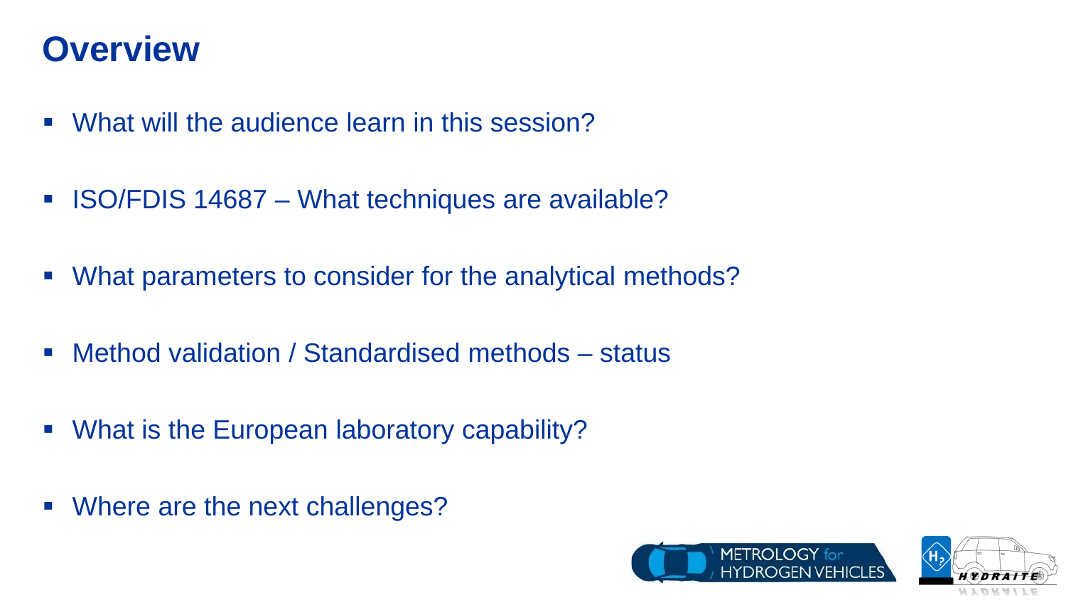# Overview

- What will the audience learn in this session?
- ISO/FDIS 14687 – What techniques are available?
- What parameters to consider for the analytical methods?
- Method validation / Standardised methods – status
- What is the European laboratory capability?
- Where are the next challenges?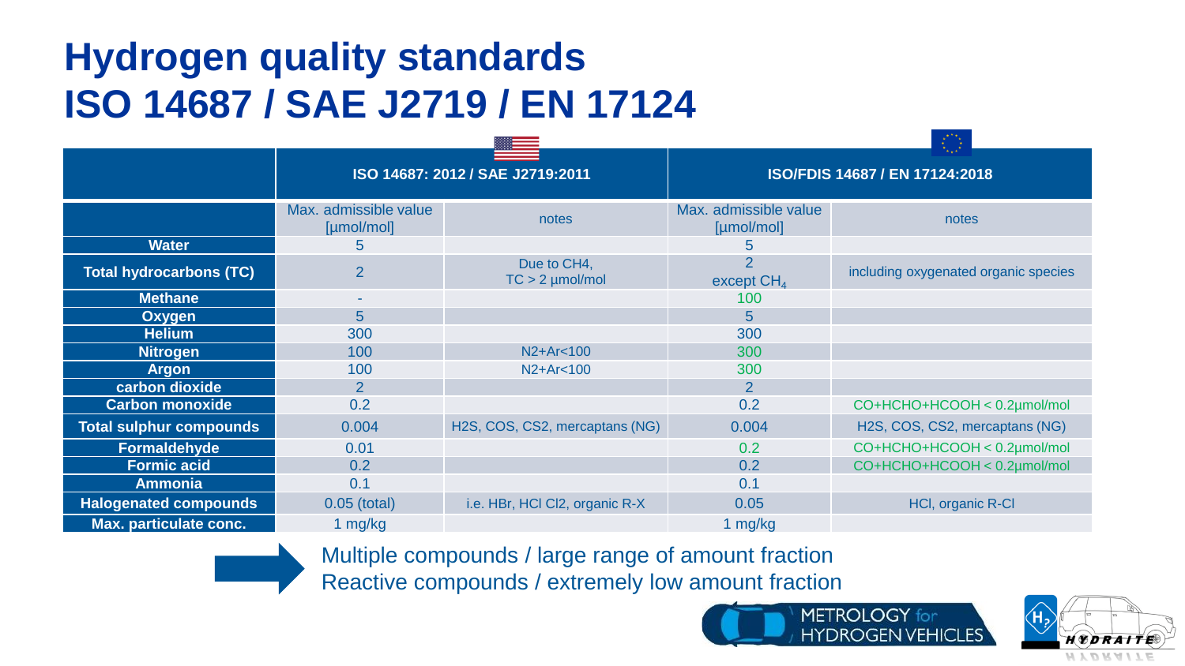# Hydrogen quality standards
# ISO 14687 / SAE J2719 / EN 17124

| | ISO 14687: 2012 / SAE J2719:2011 | | ISO/FDIS 14687 / EN 17124:2018 | |
|---|---|---|---|---|
| | Max. admissible value [µmol/mol] | notes | Max. admissible value [µmol/mol] | notes |
| **Water** | 5 | | 5 | |
| **Total hydrocarbons (TC)** | 2 | Due to $CH_4$, TC > 2 µmol/mol | 2 except $CH_4$ | including oxygenated organic species |
| **Methane** | - | | 100 | |
| **Oxygen** | 5 | | 5 | |
| **Helium** | 300 | | 300 | |
| **Nitrogen** | 100 | $N_2$+Ar<100 | 300 | |
| **Argon** | 100 | $N_2$+Ar<100 | 300 | |
| **carbon dioxide** | 2 | | 2 | |
| **Carbon monoxide** | 0.2 | | 0.2 | CO+HCHO+HCOOH < 0.2µmol/mol |
| **Total sulphur compounds** | 0.004 | $H_2S$, COS, $CS_2$, mercaptans (NG) | 0.004 | $H_2S$, COS, $CS_2$, mercaptans (NG) |
| **Formaldehyde** | 0.01 | | 0.2 | CO+HCHO+HCOOH < 0.2µmol/mol |
| **Formic acid** | 0.2 | | 0.2 | CO+HCHO+HCOOH < 0.2µmol/mol |
| **Ammonia** | 0.1 | | 0.1 | |
| **Halogenated compounds** | 0.05 (total) | i.e. HBr, HCl $Cl_2$, organic R-X | 0.05 | HCl, organic R-Cl |
| **Max. particulate conc.** | 1 mg/kg | | 1 mg/kg | |

Multiple compounds / large range of amount fraction
Reactive compounds / extremely low amount fraction

METROLOGY for HYDROGEN VEHICLES

HYDRAITE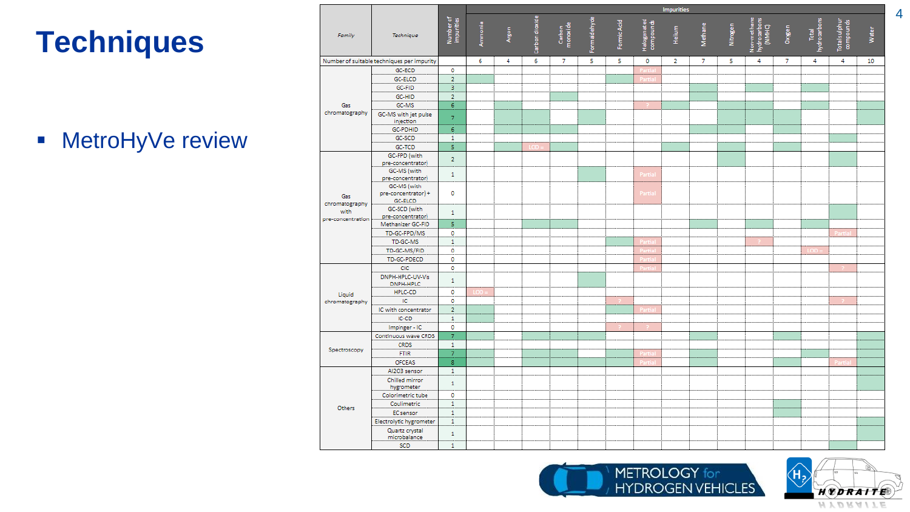# Techniques

- MetroHyVe review

| Family | Technique | Number of impurities | Ammonia | Argon | Carbon dioxide | Carbon monoxide | Formaldehyde | Formic Acid | Halogenated compounds | Helium | Methane | Nitrogen | Non-methane hydrocarbons (NMHC) | Oxygen | Total hydrocarbons | Total sulphur compounds | Water |
|---|---|---|---|---|---|---|---|---|---|---|---|---|---|---|---|---|---|
| Number of suitable techniques per impurity | | | 6 | 4 | 6 | 7 | 5 | 5 | 0 | 2 | 7 | 5 | 4 | 7 | 4 | 4 | 10 |
| Gas chromatography | GC-ECD | 0 | | | | | | | Partial | | | | | | | | |
| | GC-ELCD | 2 | | | | | | | Partial | | | | | | | | |
| | GC-FID | 3 | | | | | | | | | | | | | | | |
| | GC-HID | 2 | | | | | | | | | | | | | | | |
| | GC-MS | 6 | | | | | | | ? | | | | | | | | |
| | GC-MS with jet pulse injection | 7 | | | | | | | | | | | | | | | |
| | GC-PDHID | 6 | | | | | | | | | | | | | | | |
| | GC-SCD | 1 | | | | | | | | | | | | | | | |
| | GC-TCD | 5 | | | LOD = | | | | | | | | | | | | |
| Gas chromatography with pre-concentration | GC-FPD (with pre-concentrator) | 2 | | | | | | | | | | | | | | | |
| | GC-MS (with pre-concentrator) | 1 | | | | | | | Partial | | | | | | | | |
| | GC-MS (with pre-concentrator) + GC-ELCD | 0 | | | | | | | Partial | | | | | | | | |
| | GC-SCD (with pre-concentrator) | 1 | | | | | | | | | | | | | | | |
| | Methanizer GC-FID | 5 | | | | | | | | | | | | | | | |
| | TD-GC-FPD/MS | 0 | | | | | | | | | | | | | | Partial | |
| | TD-GC-MS | 1 | | | | | | | Partial | | | | ? | | | | |
| | TD-GC-MS/FID | 0 | | | | | | | Partial | | | | | | LOD = | | |
| | TD-GC-PDECD | 0 | | | | | | | Partial | | | | | | | | |
| Liquid chromatography | CIC | 0 | | | | | | | Partial | | | | | | | ? | |
| | DNPH-HPLC-UV-Vs DNPH-HPLC | 1 | | | | | | | | | | | | | | | |
| | HPLC-CD | 0 | LOD = | | | | | | | | | | | | | | |
| | IC | 0 | | | | | | ? | | | | | | | | ? | |
| | IC with concentrator | 2 | | | | | | | Partial | | | | | | | | |
| | IC-CD | 1 | | | | | | | | | | | | | | | |
| | Impinger - IC | 0 | | | | | | ? | ? | | | | | | | | |
| Spectroscopy | Continuous wave CRDS | 7 | | | | | | | | | | | | | | | |
| | CRDS | 1 | | | | | | | | | | | | | | | |
| | FTIR | 7 | | | | | | | Partial | | | | | | | | |
| | OFCEAS | 8 | | | | | | | Partial | | | | | | | Partial | |
| Others | Al2O3 sensor | 1 | | | | | | | | | | | | | | | |
| | Chilled mirror hygrometer | 1 | | | | | | | | | | | | | | | |
| | Colorimetric tube | 0 | | | | | | | | | | | | | | | |
| | Coulimetric | 1 | | | | | | | | | | | | | | | |
| | EC sensor | 1 | | | | | | | | | | | | | | | |
| | Electrolytic hygrometer | 1 | | | | | | | | | | | | | | | |
| | Quartz crystal microbalance | 1 | | | | | | | | | | | | | | | |
| | SCD | 1 | | | | | | | | | | | | | | | |

METROLOGY for HYDROGEN VEHICLES

HYDRAITE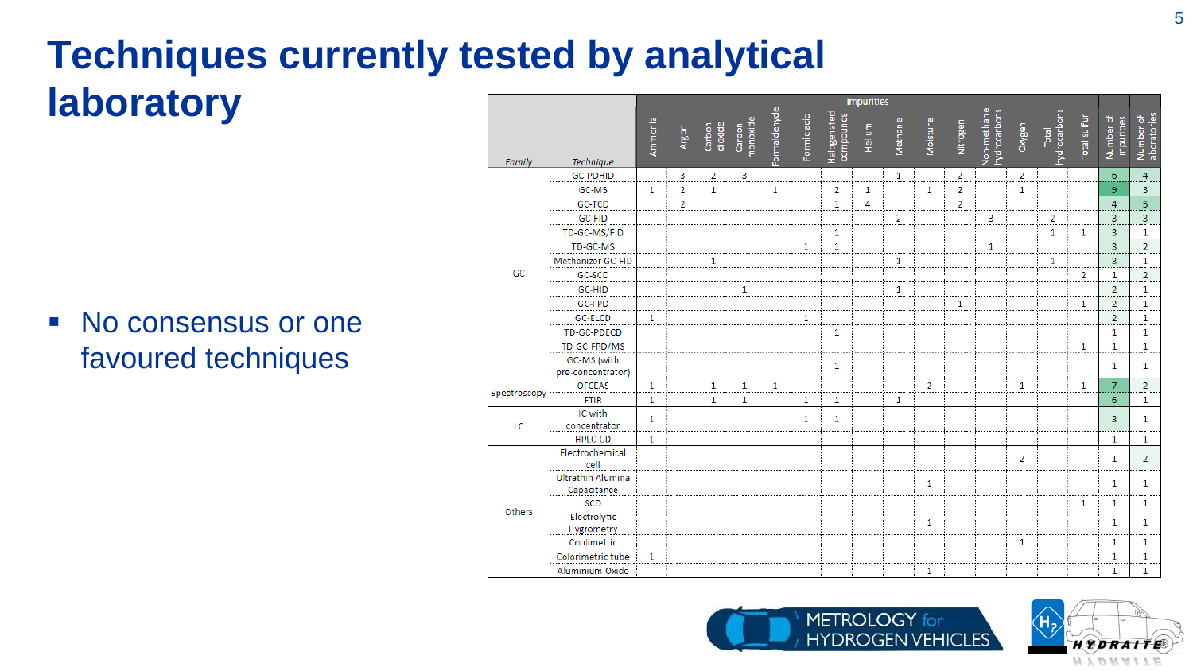# Techniques currently tested by analytical laboratory

- No consensus or one favoured techniques

| Family | Technique | Impurities | | | | | | | | | | | | | | | Number of impurities | Number of laboratories |
|---|---|---|---|---|---|---|---|---|---|---|---|---|---|---|---|---|---|---|
| | | Ammonia | Argon | Carbon dioxide | Carbon monoxide | Formaldehyde | Formic acid | Halogenated compounds | Helium | Methane | Moisture | Nitrogen | Non-methane hydrocarbons | Oxygen | Total hydrocarbons | Total sulfur | | |
| GC | GC-PDHID | | 3 | 2 | 3 | | | | | 1 | | 2 | | 2 | | | 6 | 4 |
| | GC-MS | 1 | 2 | 1 | | 1 | | 2 | 1 | | 1 | 2 | | 1 | | | 9 | 3 |
| | GC-TCD | | 2 | | | | | 1 | 4 | | | 2 | | | | | 4 | 5 |
| | GC-FID | | | | | | | | | 2 | | | 3 | | 2 | | 3 | 3 |
| | TD-GC-MS/FID | | | | | | | 1 | | | | | | | 1 | 1 | 3 | 1 |
| | TD-GC-MS | | | | | | 1 | 1 | | | | | 1 | | | | 3 | 2 |
| | Methanizer GC-FID | | | 1 | | | | | | 1 | | | | | 1 | | 3 | 1 |
| | GC-SCD | | | | | | | | | | | | | | | 2 | 1 | 2 |
| | GC-HID | | | | 1 | | | | | 1 | | | | | | | 2 | 1 |
| | GC-FPD | | | | | | | | | | | 1 | | | | 1 | 2 | 1 |
| | GC-ELCD | 1 | | | | | 1 | | | | | | | | | | 2 | 1 |
| | TD-GC-PDECD | | | | | | | 1 | | | | | | | | | 1 | 1 |
| | TD-GC-FPD/MS | | | | | | | | | | | | | | | 1 | 1 | 1 |
| | GC-MS (with pre-concentrator) | | | | | | | 1 | | | | | | | | | 1 | 1 |
| Spectroscopy | OFCEAS | 1 | | 1 | 1 | 1 | | | | | 2 | | | 1 | | 1 | 7 | 2 |
| | FTIR | 1 | | 1 | 1 | | 1 | 1 | | 1 | | | | | | | 6 | 1 |
| LC | IC with concentrator | 1 | | | | | 1 | 1 | | | | | | | | | 3 | 1 |
| | HPLC-CD | 1 | | | | | | | | | | | | | | | 1 | 1 |
| Others | Electrochemical cell | | | | | | | | | | | | | 2 | | | 1 | 2 |
| | Ultrathin Alumina Capacitance | | | | | | | | | | 1 | | | | | | 1 | 1 |
| | SCD | | | | | | | | | | | | | | | 1 | 1 | 1 |
| | Electrolytic Hygrometry | | | | | | | | | | 1 | | | | | | 1 | 1 |
| | Coulimetric | | | | | | | | | | | | | 1 | | | 1 | 1 |
| | Colorimetric tube | 1 | | | | | | | | | | | | | | | 1 | 1 |
| | Aluminium Oxide | | | | | | | | | | 1 | | | | | | 1 | 1 |

METROLOGY for HYDROGEN VEHICLES

HYDRAITE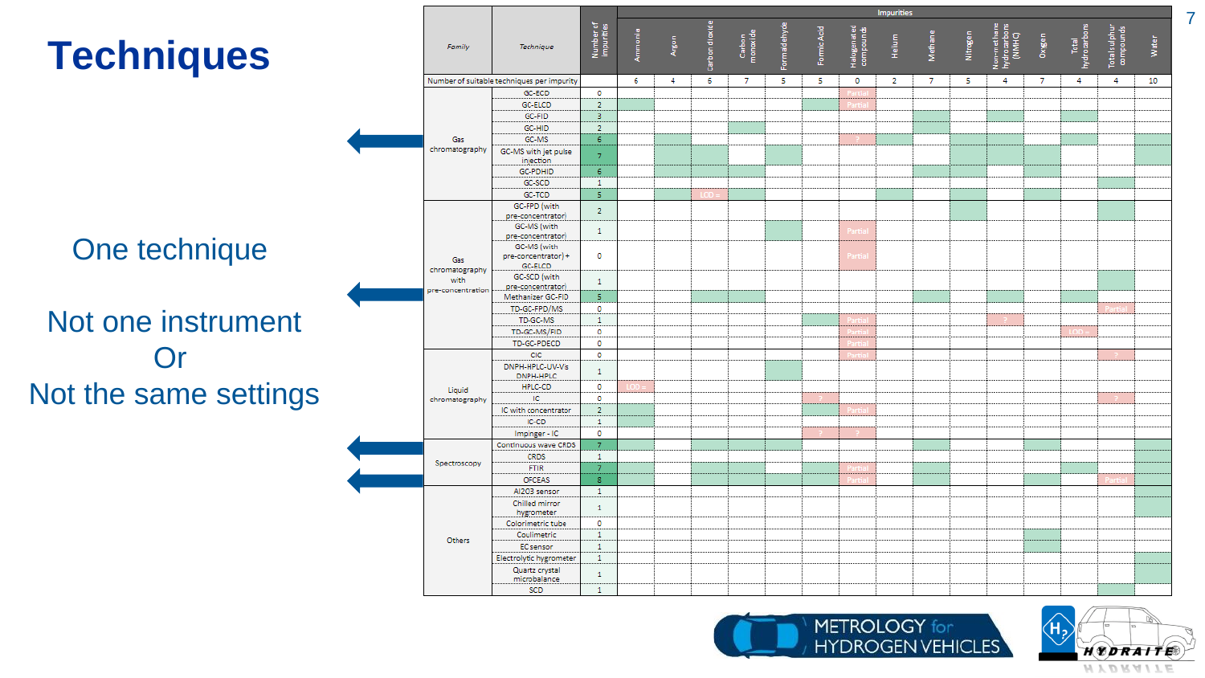# Techniques

One technique

Not one instrument

Or

Not the same settings

| Family | Technique | Number of impurities | Ammonia | Argon | Carbon dioxide | Carbon monoxide | Formaldehyde | Formic Acid | Halogenated compounds | Helium | Methane | Nitrogen | Non-methane hydrocarbons (NMHC) | Oxygen | Total hydrocarbons | Total sulphur compounds | Water |
|---|---|---|---|---|---|---|---|---|---|---|---|---|---|---|---|---|---|
| Number of suitable techniques per impurity | | | 6 | 4 | 6 | 7 | 5 | 5 | 0 | 2 | 7 | 5 | 4 | 7 | 4 | 4 | 10 |
| Gas chromatography | GC-ECD | 0 | | | | | | | Partial | | | | | | | | |
| | GC-ELCD | 2 | | | | | | | Partial | | | | | | | | |
| | GC-FID | 3 | | | | | | | | | | | | | | | |
| | GC-HID | 2 | | | | | | | | | | | | | | | |
| | GC-MS | 6 | | | | | | | ? | | | | | | | | |
| | GC-MS with jet pulse injection | 7 | | | | | | | | | | | | | | | |
| | GC-PDHID | 6 | | | | | | | | | | | | | | | |
| | GC-SCD | 1 | | | | | | | | | | | | | | | |
| | GC-TCD | 5 | | | LOD = | | | | | | | | | | | | |
| Gas chromatography with pre-concentration | GC-FPD (with pre-concentrator) | 2 | | | | | | | | | | | | | | | |
| | GC-MS (with pre-concentrator) | 1 | | | | | | | Partial | | | | | | | | |
| | GC-MS (with pre-concentrator) + GC-ELCD | 0 | | | | | | | Partial | | | | | | | | |
| | GC-SCD (with pre-concentrator) | 1 | | | | | | | | | | | | | | | |
| | Methanizer GC-FID | 5 | | | | | | | | | | | | | | | |
| | TD-GC-FPD/MS | 0 | | | | | | | | | | | | | | Partial | |
| | TD-GC-MS | 1 | | | | | | | Partial | | | | ? | | | | |
| | TD-GC-MS/FID | 0 | | | | | | | Partial | | | | | | LOD = | | |
| | TD-GC-PDECD | 0 | | | | | | | Partial | | | | | | | | |
| Liquid chromatography | CIC | 0 | | | | | | | Partial | | | | | | | ? | |
| | DNPH-HPLC-UV-Vs DNPH-HPLC | 1 | | | | | | | | | | | | | | | |
| | HPLC-CD | 0 | LOD = | | | | | | | | | | | | | | |
| | IC | 0 | | | | | | ? | | | | | | | | ? | |
| | IC with concentrator | 2 | | | | | | | Partial | | | | | | | | |
| | IC-CD | 1 | | | | | | | | | | | | | | | |
| | Impinger - IC | 0 | | | | | | ? | ? | | | | | | | | |
| Spectroscopy | Continuous wave CRDS | 7 | | | | | | | | | | | | | | | |
| | CRDS | 1 | | | | | | | | | | | | | | | |
| | FTIR | 7 | | | | | | | Partial | | | | | | | | |
| | OFCEAS | 8 | | | | | | | Partial | | | | | | | Partial | |
| Others | Al2O3 sensor | 1 | | | | | | | | | | | | | | | |
| | Chilled mirror hygrometer | 1 | | | | | | | | | | | | | | | |
| | Colorimetric tube | 0 | | | | | | | | | | | | | | | |
| | Coulimetric | 1 | | | | | | | | | | | | | | | |
| | EC sensor | 1 | | | | | | | | | | | | | | | |
| | Electrolytic hygrometer | 1 | | | | | | | | | | | | | | | |
| | Quartz crystal microbalance | 1 | | | | | | | | | | | | | | | |
| | SCD | 1 | | | | | | | | | | | | | | | |

METROLOGY for HYDROGEN VEHICLES

HYDRAITE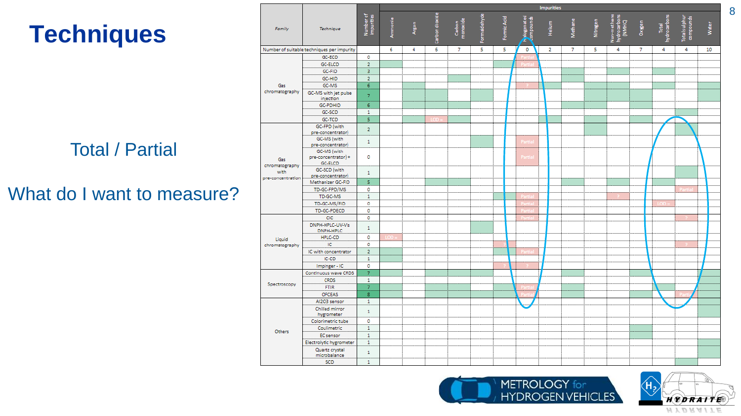# Techniques

Total / Partial

What do I want to measure?

| Family | Technique | Number of impurities | Ammonia | Argon | Carbon dioxide | Carbon monoxide | Formaldehyde | Formic Acid | Halogenated compounds | Helium | Methane | Nitrogen | Non-methane hydrocarbons (NMHC) | Oxygen | Total hydrocarbons | Total sulphur compounds | Water |
|---|---|---|---|---|---|---|---|---|---|---|---|---|---|---|---|---|---|
| Number of suitable techniques per impurity | | | 6 | 4 | 6 | 7 | 5 | 5 | 0 | 2 | 7 | 5 | 4 | 7 | 4 | 4 | 10 |
| Gas chromatography | GC-ECD | 0 | | | | | | | Partial | | | | | | | | |
| | GC-ELCD | 2 | | | | | | | Partial | | | | | | | | |
| | GC-FID | 3 | | | | | | | | | | | | | | | |
| | GC-HID | 2 | | | | | | | | | | | | | | | |
| | GC-MS | 6 | | | | | | | ? | | | | | | | | |
| | GC-MS with jet pulse injection | 7 | | | | | | | | | | | | | | | |
| | GC-PDHID | 6 | | | | | | | | | | | | | | | |
| | GC-SCD | 1 | | | | | | | | | | | | | | | |
| | GC-TCD | 5 | | | LOD = | | | | | | | | | | | | |
| Gas chromatography with pre-concentration | GC-FPD (with pre-concentrator) | 2 | | | | | | | | | | | | | | | |
| | GC-MS (with pre-concentrator) | 1 | | | | | | | Partial | | | | | | | | |
| | GC-MS (with pre-concentrator) + GC-ELCD | 0 | | | | | | | Partial | | | | | | | | |
| | GC-SCD (with pre-concentrator) | 1 | | | | | | | | | | | | | | | |
| | Methanizer GC-FID | 5 | | | | | | | | | | | | | | | |
| | TD-GC-FPD/MS | 0 | | | | | | | | | | | | | | Partial | |
| | TD-GC-MS | 1 | | | | | | | Partial | | | | ? | | | | |
| | TD-GC-MS/FID | 0 | | | | | | | Partial | | | | | | LOD = | | |
| | TD-GC-PDECD | 0 | | | | | | | Partial | | | | | | | | |
| Liquid chromatography | CIC | 0 | | | | | | | Partial | | | | | | | ? | |
| | DNPH-HPLC-UV-Vis DNPH-HPLC | 1 | | | | | | | | | | | | | | | |
| | HPLC-CD | 0 | LOD = | | | | | | | | | | | | | | |
| | IC | 0 | | | | | | ? | | | | | | | | ? | |
| | IC with concentrator | 2 | | | | | | | Partial | | | | | | | | |
| | IC-CD | 1 | | | | | | | | | | | | | | | |
| | Impinger - IC | 0 | | | | | | ? | ? | | | | | | | | |
| Spectroscopy | Continuous wave CRDS | 7 | | | | | | | | | | | | | | | |
| | CRDS | 1 | | | | | | | | | | | | | | | |
| | FTIR | 7 | | | | | | | Partial | | | | | | | | |
| | OFCEAS | 8 | | | | | | | Partial | | | | | | | Partial | |
| Others | Al2O3 sensor | 1 | | | | | | | | | | | | | | | |
| | Chilled mirror hygrometer | 1 | | | | | | | | | | | | | | | |
| | Colorimetric tube | 0 | | | | | | | | | | | | | | | |
| | Coulimetric | 1 | | | | | | | | | | | | | | | |
| | EC sensor | 1 | | | | | | | | | | | | | | | |
| | Electrolytic hygrometer | 1 | | | | | | | | | | | | | | | |
| | Quartz crystal microbalance | 1 | | | | | | | | | | | | | | | |
| | SCD | 1 | | | | | | | | | | | | | | | |

METROLOGY for HYDROGEN VEHICLES

HYDRAITE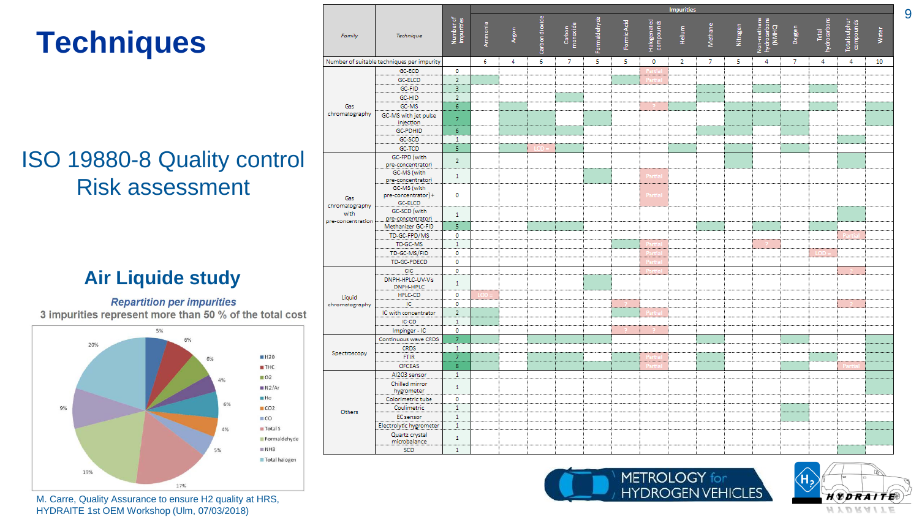# Techniques

ISO 19880-8 Quality control Risk assessment

## Air Liquide study

*Repartition per impurities*

**3 impurities represent more than 50 % of the total cost**

| Impurity | Share |
|---|---|
| H2O | 5% |
| THC | 6% |
| O2 | 6% |
| N2/Ar | 4% |
| He | 6% |
| CO2 | 4% |
| CO | 5% |
| Total S | 17% |
| Formaldehyde | 19% |
| NH3 | 9% |
| Total halogen | 20% |

M. Carre, Quality Assurance to ensure H2 quality at HRS, HYDRAITE 1st OEM Workshop (Ulm, 07/03/2018)

| Family | Technique | Number of impurities | Ammonia | Argon | Carbon dioxide | Carbon monoxide | Formaldehyde | Formic Acid | Halogenated compounds | Helium | Methane | Nitrogen | Non-methane hydrocarbons (NMHC) | Oxygen | Total hydrocarbons | Total sulphur compounds | Water |
|---|---|---|---|---|---|---|---|---|---|---|---|---|---|---|---|---|---|
| Number of suitable techniques per impurity | | | 6 | 4 | 6 | 7 | 5 | 5 | 0 | 2 | 7 | 5 | 4 | 7 | 4 | 4 | 10 |
| Gas chromatography | GC-ECD | 0 | | | | | | | Partial | | | | | | | | |
| | GC-ELCD | 2 | | | | | | | Partial | | | | | | | | |
| | GC-FID | 3 | | | | | | | | | | | | | | | |
| | GC-HID | 2 | | | | | | | | | | | | | | | |
| | GC-MS | 6 | | | | | | | ? | | | | | | | | |
| | GC-MS with jet pulse injection | 7 | | | | | | | | | | | | | | | |
| | GC-PDHID | 6 | | | | | | | | | | | | | | | |
| | GC-SCD | 1 | | | | | | | | | | | | | | | |
| | GC-TCD | 5 | | | LOD = | | | | | | | | | | | | |
| Gas chromatography with pre-concentration | GC-FPD (with pre-concentrator) | 2 | | | | | | | | | | | | | | | |
| | GC-MS (with pre-concentrator) | 1 | | | | | | | Partial | | | | | | | | |
| | GC-MS (with pre-concentrator) + GC-ELCD | 0 | | | | | | | Partial | | | | | | | | |
| | GC-SCD (with pre-concentrator) | 1 | | | | | | | | | | | | | | | |
| | Methanizer GC-FID | 5 | | | | | | | | | | | | | | | |
| | TD-GC-FPD/MS | 0 | | | | | | | | | | | | | | Partial | |
| | TD-GC-MS | 1 | | | | | | | Partial | | | | ? | | | | |
| | TD-GC-MS/FID | 0 | | | | | | | Partial | | | | | | LOD = | | |
| | TD-GC-PDECD | 0 | | | | | | | Partial | | | | | | | | |
| Liquid chromatography | CIC | 0 | | | | | | | Partial | | | | | | | ? | |
| | DNPH-HPLC-UV-Vis DNPH-HPLC | 1 | | | | | | | | | | | | | | | |
| | HPLC-CD | 0 | LOD = | | | | | | | | | | | | | | |
| | IC | 0 | | | | | | ? | | | | | | | | ? | |
| | IC with concentrator | 2 | | | | | | | Partial | | | | | | | | |
| | IC-CD | 1 | | | | | | | | | | | | | | | |
| | Impinger - IC | 0 | | | | | | ? | ? | | | | | | | | |
| Spectroscopy | Continuous wave CRDS | 7 | | | | | | | | | | | | | | | |
| | CRDS | 1 | | | | | | | | | | | | | | | |
| | FTIR | 7 | | | | | | | Partial | | | | | | | | |
| | OFCEAS | 8 | | | | | | | Partial | | | | | | | Partial | |
| Others | Al2O3 sensor | 1 | | | | | | | | | | | | | | | |
| | Chilled mirror hygrometer | 1 | | | | | | | | | | | | | | | |
| | Colorimetric tube | 0 | | | | | | | | | | | | | | | |
| | Coulimetric | 1 | | | | | | | | | | | | | | | |
| | EC sensor | 1 | | | | | | | | | | | | | | | |
| | Electrolytic hygrometer | 1 | | | | | | | | | | | | | | | |
| | Quartz crystal microbalance | 1 | | | | | | | | | | | | | | | |
| | SCD | 1 | | | | | | | | | | | | | | | |

METROLOGY for HYDROGEN VEHICLES

HYDRAITE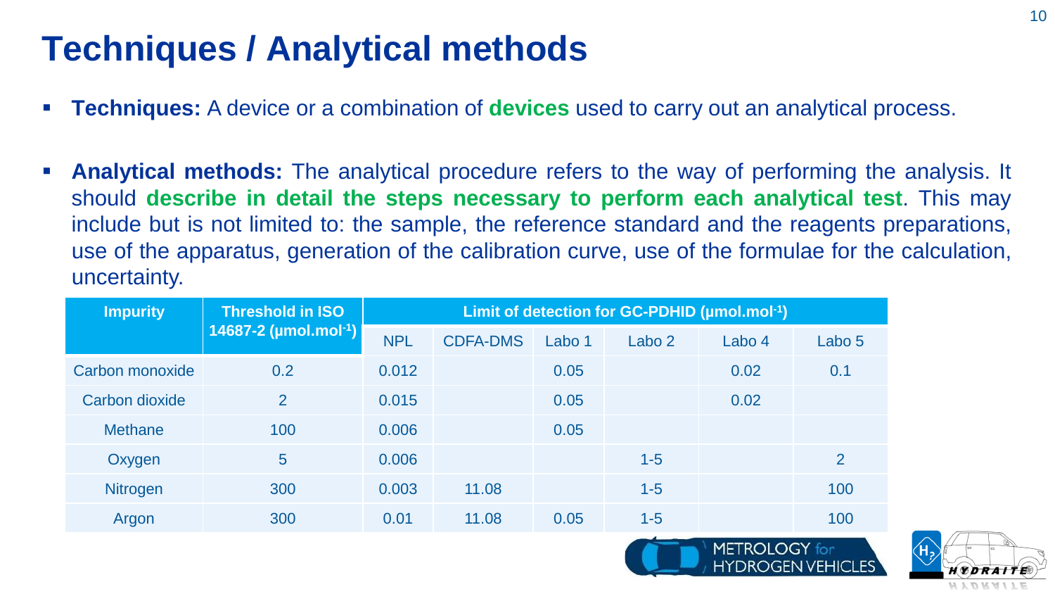# Techniques / Analytical methods

- **Techniques:** A device or a combination of **devices** used to carry out an analytical process.

- **Analytical methods:** The analytical procedure refers to the way of performing the analysis. It should **describe in detail the steps necessary to perform each analytical test**. This may include but is not limited to: the sample, the reference standard and the reagents preparations, use of the apparatus, generation of the calibration curve, use of the formulae for the calculation, uncertainty.

| Impurity | Threshold in ISO 14687-2 (µmol.mol$^{-1}$) | Limit of detection for GC-PDHID (µmol.mol$^{-1}$) | | | | | |
|---|---|---|---|---|---|---|---|
| | | NPL | CDFA-DMS | Labo 1 | Labo 2 | Labo 4 | Labo 5 |
| Carbon monoxide | 0.2 | 0.012 | | 0.05 | | 0.02 | 0.1 |
| Carbon dioxide | 2 | 0.015 | | 0.05 | | 0.02 | |
| Methane | 100 | 0.006 | | 0.05 | | | |
| Oxygen | 5 | 0.006 | | | 1-5 | | 2 |
| Nitrogen | 300 | 0.003 | 11.08 | | 1-5 | | 100 |
| Argon | 300 | 0.01 | 11.08 | 0.05 | 1-5 | | 100 |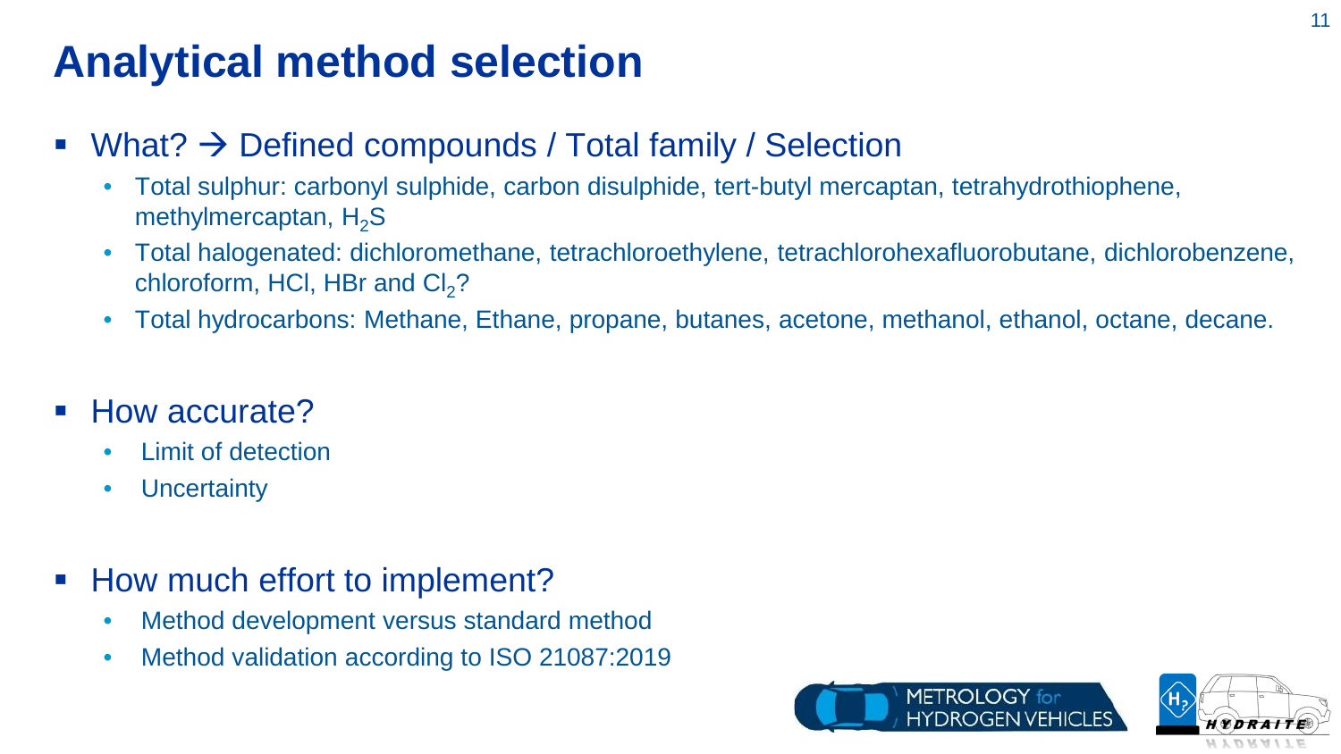# Analytical method selection

- What? → Defined compounds / Total family / Selection
  - Total sulphur: carbonyl sulphide, carbon disulphide, tert-butyl mercaptan, tetrahydrothiophene, methylmercaptan, $H_2S$
  - Total halogenated: dichloromethane, tetrachloroethylene, tetrachlorohexafluorobutane, dichlorobenzene, chloroform, HCl, HBr and $Cl_2$?
  - Total hydrocarbons: Methane, Ethane, propane, butanes, acetone, methanol, ethanol, octane, decane.

- How accurate?
  - Limit of detection
  - Uncertainty

- How much effort to implement?
  - Method development versus standard method
  - Method validation according to ISO 21087:2019

METROLOGY for HYDROGEN VEHICLES

HYDRAITE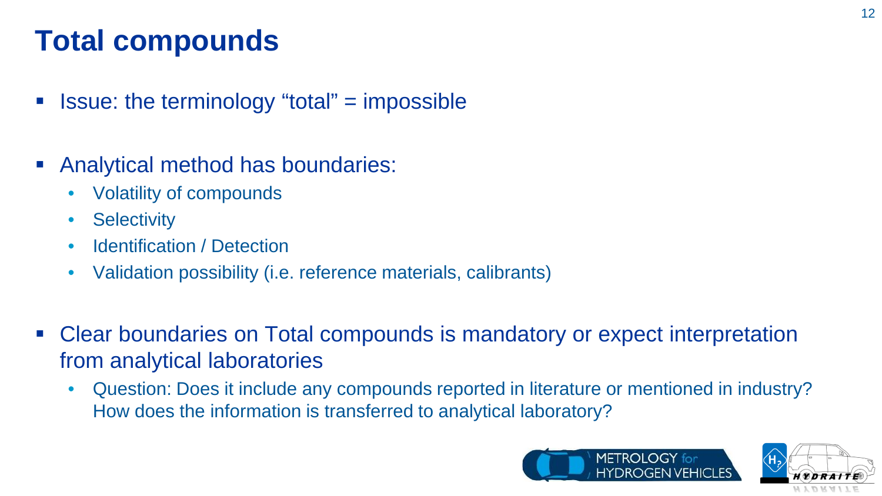# Total compounds

- Issue: the terminology "total" = impossible

- Analytical method has boundaries:
  - Volatility of compounds
  - Selectivity
  - Identification / Detection
  - Validation possibility (i.e. reference materials, calibrants)

- Clear boundaries on Total compounds is mandatory or expect interpretation from analytical laboratories
  - Question: Does it include any compounds reported in literature or mentioned in industry? How does the information is transferred to analytical laboratory?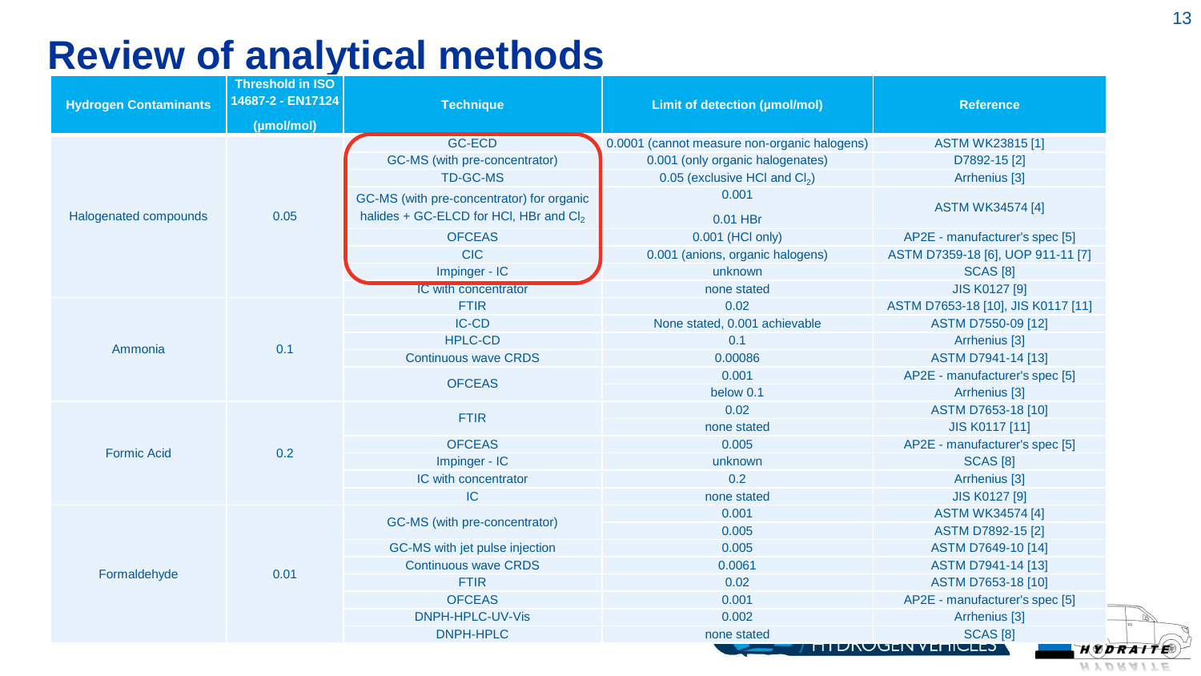# Review of analytical methods

| Hydrogen Contaminants | Threshold in ISO 14687-2 - EN17124 (µmol/mol) | Technique | Limit of detection (µmol/mol) | Reference |
|---|---|---|---|---|
| Halogenated compounds | 0.05 | GC-ECD | 0.0001 (cannot measure non-organic halogens) | ASTM WK23815 [1] |
| | | GC-MS (with pre-concentrator) | 0.001 (only organic halogenates) | D7892-15 [2] |
| | | TD-GC-MS | 0.05 (exclusive HCl and $Cl_2$) | Arrhenius [3] |
| | | GC-MS (with pre-concentrator) for organic halides + GC-ELCD for HCl, HBr and $Cl_2$ | 0.001<br>0.01 HBr | ASTM WK34574 [4] |
| | | OFCEAS | 0.001 (HCl only) | AP2E - manufacturer's spec [5] |
| | | CIC | 0.001 (anions, organic halogens) | ASTM D7359-18 [6], UOP 911-11 [7] |
| | | Impinger - IC | unknown | SCAS [8] |
| | | IC with concentrator | none stated | JIS K0127 [9] |
| Ammonia | 0.1 | FTIR | 0.02 | ASTM D7653-18 [10], JIS K0117 [11] |
| | | IC-CD | None stated, 0.001 achievable | ASTM D7550-09 [12] |
| | | HPLC-CD | 0.1 | Arrhenius [3] |
| | | Continuous wave CRDS | 0.00086 | ASTM D7941-14 [13] |
| | | OFCEAS | 0.001 | AP2E - manufacturer's spec [5] |
| | | | below 0.1 | Arrhenius [3] |
| Formic Acid | 0.2 | FTIR | 0.02 | ASTM D7653-18 [10] |
| | | | none stated | JIS K0117 [11] |
| | | OFCEAS | 0.005 | AP2E - manufacturer's spec [5] |
| | | Impinger - IC | unknown | SCAS [8] |
| | | IC with concentrator | 0.2 | Arrhenius [3] |
| | | IC | none stated | JIS K0127 [9] |
| Formaldehyde | 0.01 | GC-MS (with pre-concentrator) | 0.001 | ASTM WK34574 [4] |
| | | | 0.005 | ASTM D7892-15 [2] |
| | | GC-MS with jet pulse injection | 0.005 | ASTM D7649-10 [14] |
| | | Continuous wave CRDS | 0.0061 | ASTM D7941-14 [13] |
| | | FTIR | 0.02 | ASTM D7653-18 [10] |
| | | OFCEAS | 0.001 | AP2E - manufacturer's spec [5] |
| | | DNPH-HPLC-UV-Vis | 0.002 | Arrhenius [3] |
| | | DNPH-HPLC | none stated | SCAS [8] |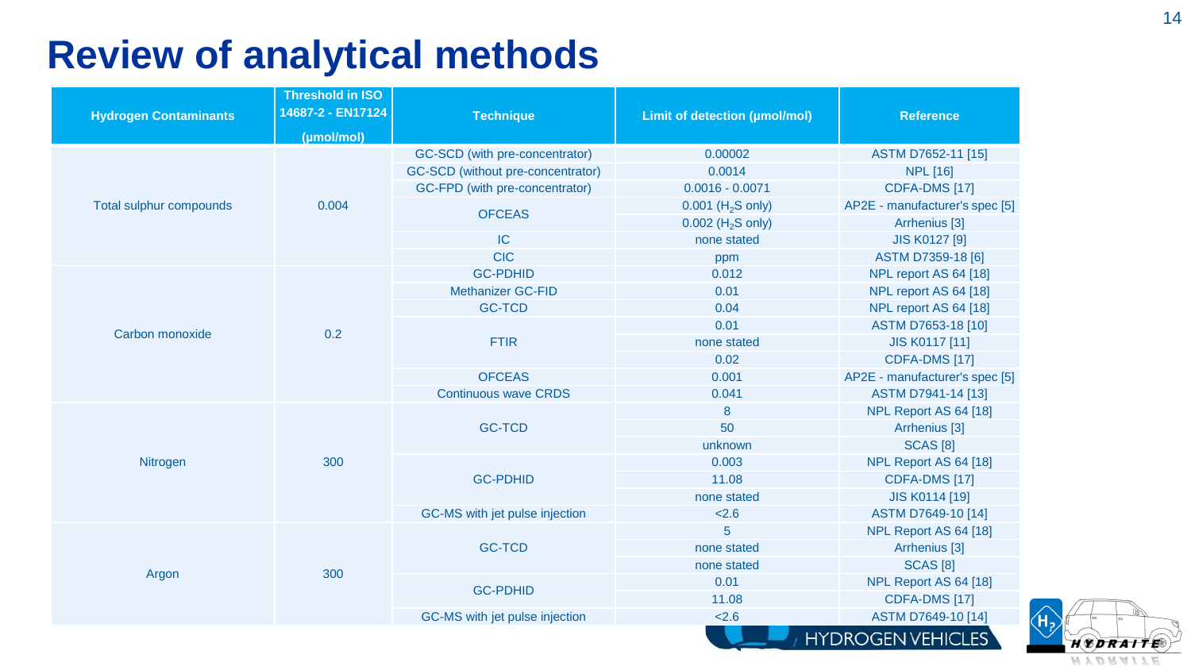# Review of analytical methods

| Hydrogen Contaminants | Threshold in ISO 14687-2 - EN17124 (µmol/mol) | Technique | Limit of detection (µmol/mol) | Reference |
|---|---|---|---|---|
| Total sulphur compounds | 0.004 | GC-SCD (with pre-concentrator) | 0.00002 | ASTM D7652-11 [15] |
| | | GC-SCD (without pre-concentrator) | 0.0014 | NPL [16] |
| | | GC-FPD (with pre-concentrator) | 0.0016 - 0.0071 | CDFA-DMS [17] |
| | | OFCEAS | 0.001 ($H_2S$ only) | AP2E - manufacturer's spec [5] |
| | | | 0.002 ($H_2S$ only) | Arrhenius [3] |
| | | IC | none stated | JIS K0127 [9] |
| | | CIC | ppm | ASTM D7359-18 [6] |
| Carbon monoxide | 0.2 | GC-PDHID | 0.012 | NPL report AS 64 [18] |
| | | Methanizer GC-FID | 0.01 | NPL report AS 64 [18] |
| | | GC-TCD | 0.04 | NPL report AS 64 [18] |
| | | FTIR | 0.01 | ASTM D7653-18 [10] |
| | | | none stated | JIS K0117 [11] |
| | | | 0.02 | CDFA-DMS [17] |
| | | OFCEAS | 0.001 | AP2E - manufacturer's spec [5] |
| | | Continuous wave CRDS | 0.041 | ASTM D7941-14 [13] |
| Nitrogen | 300 | GC-TCD | 8 | NPL Report AS 64 [18] |
| | | | 50 | Arrhenius [3] |
| | | | unknown | SCAS [8] |
| | | GC-PDHID | 0.003 | NPL Report AS 64 [18] |
| | | | 11.08 | CDFA-DMS [17] |
| | | | none stated | JIS K0114 [19] |
| | | GC-MS with jet pulse injection | <2.6 | ASTM D7649-10 [14] |
| Argon | 300 | GC-TCD | 5 | NPL Report AS 64 [18] |
| | | | none stated | Arrhenius [3] |
| | | | none stated | SCAS [8] |
| | | GC-PDHID | 0.01 | NPL Report AS 64 [18] |
| | | | 11.08 | CDFA-DMS [17] |
| | | GC-MS with jet pulse injection | <2.6 | ASTM D7649-10 [14] |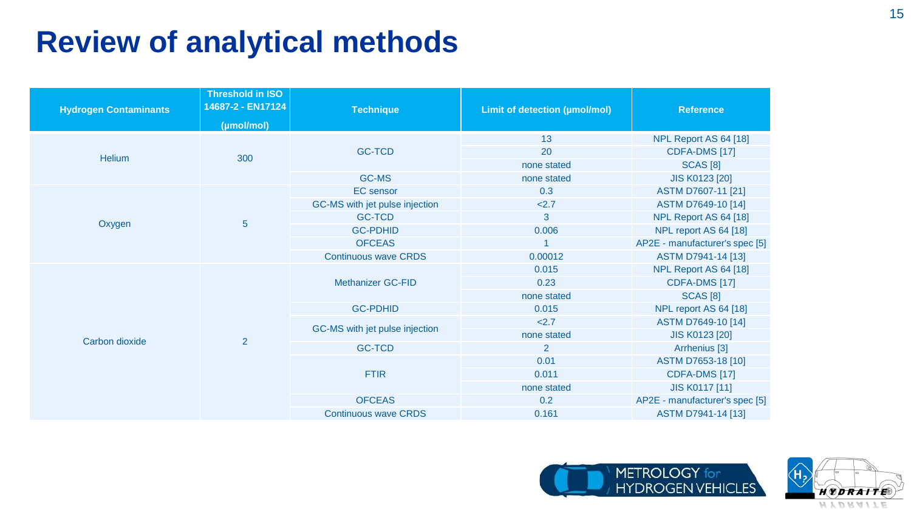# Review of analytical methods

| Hydrogen Contaminants | Threshold in ISO 14687-2 - EN17124 (µmol/mol) | Technique | Limit of detection (µmol/mol) | Reference |
|---|---|---|---|---|
| Helium | 300 | GC-TCD | 13 | NPL Report AS 64 [18] |
| | | | 20 | CDFA-DMS [17] |
| | | | none stated | SCAS [8] |
| | | GC-MS | none stated | JIS K0123 [20] |
| Oxygen | 5 | EC sensor | 0.3 | ASTM D7607-11 [21] |
| | | GC-MS with jet pulse injection | <2.7 | ASTM D7649-10 [14] |
| | | GC-TCD | 3 | NPL Report AS 64 [18] |
| | | GC-PDHID | 0.006 | NPL report AS 64 [18] |
| | | OFCEAS | 1 | AP2E - manufacturer's spec [5] |
| | | Continuous wave CRDS | 0.00012 | ASTM D7941-14 [13] |
| Carbon dioxide | 2 | Methanizer GC-FID | 0.015 | NPL Report AS 64 [18] |
| | | | 0.23 | CDFA-DMS [17] |
| | | | none stated | SCAS [8] |
| | | GC-PDHID | 0.015 | NPL report AS 64 [18] |
| | | GC-MS with jet pulse injection | <2.7 | ASTM D7649-10 [14] |
| | | | none stated | JIS K0123 [20] |
| | | GC-TCD | 2 | Arrhenius [3] |
| | | FTIR | 0.01 | ASTM D7653-18 [10] |
| | | | 0.011 | CDFA-DMS [17] |
| | | | none stated | JIS K0117 [11] |
| | | OFCEAS | 0.2 | AP2E - manufacturer's spec [5] |
| | | Continuous wave CRDS | 0.161 | ASTM D7941-14 [13] |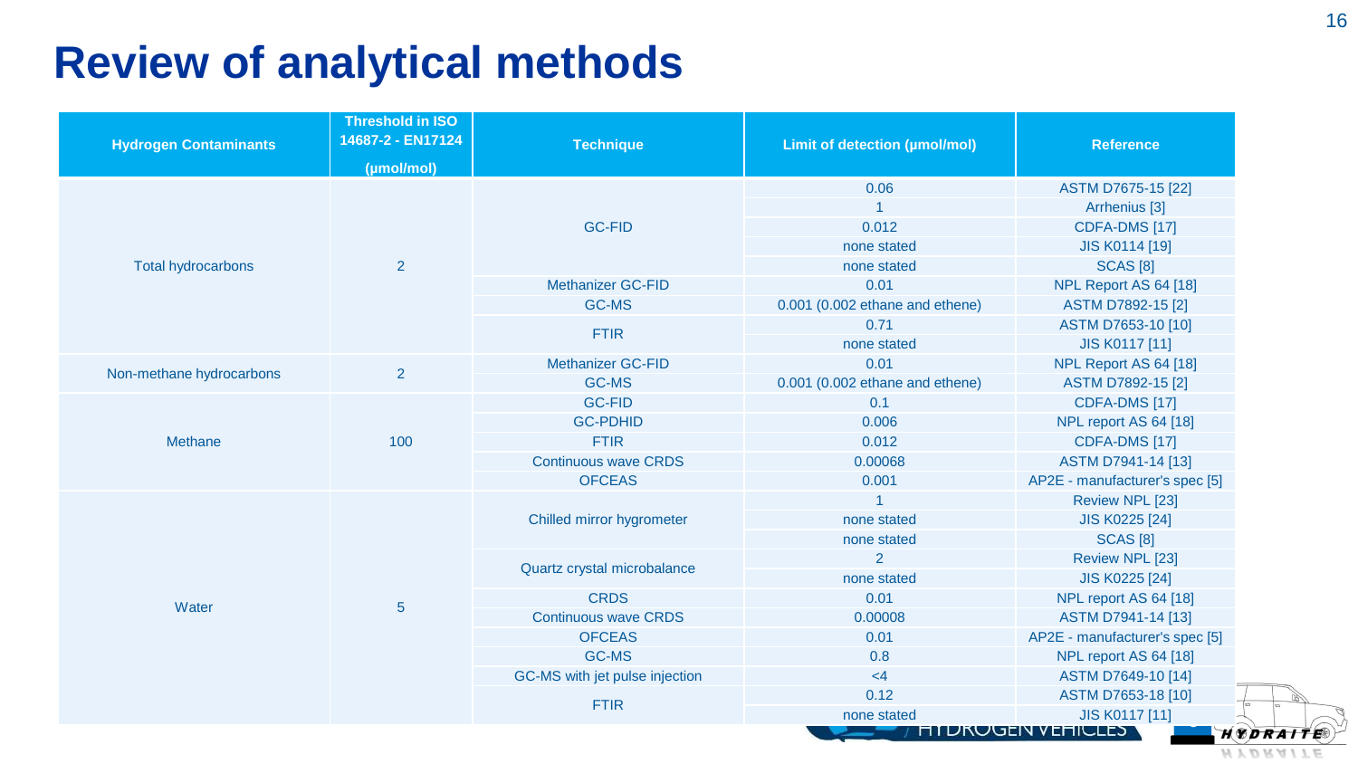# Review of analytical methods

| Hydrogen Contaminants | Threshold in ISO 14687-2 - EN17124 (µmol/mol) | Technique | Limit of detection (µmol/mol) | Reference |
|---|---|---|---|---|
| Total hydrocarbons | 2 | GC-FID | 0.06 | ASTM D7675-15 [22] |
| | | | 1 | Arrhenius [3] |
| | | | 0.012 | CDFA-DMS [17] |
| | | | none stated | JIS K0114 [19] |
| | | | none stated | SCAS [8] |
| | | Methanizer GC-FID | 0.01 | NPL Report AS 64 [18] |
| | | GC-MS | 0.001 (0.002 ethane and ethene) | ASTM D7892-15 [2] |
| | | FTIR | 0.71 | ASTM D7653-10 [10] |
| | | | none stated | JIS K0117 [11] |
| Non-methane hydrocarbons | 2 | Methanizer GC-FID | 0.01 | NPL Report AS 64 [18] |
| | | GC-MS | 0.001 (0.002 ethane and ethene) | ASTM D7892-15 [2] |
| Methane | 100 | GC-FID | 0.1 | CDFA-DMS [17] |
| | | GC-PDHID | 0.006 | NPL report AS 64 [18] |
| | | FTIR | 0.012 | CDFA-DMS [17] |
| | | Continuous wave CRDS | 0.00068 | ASTM D7941-14 [13] |
| | | OFCEAS | 0.001 | AP2E - manufacturer's spec [5] |
| Water | 5 | Chilled mirror hygrometer | 1 | Review NPL [23] |
| | | | none stated | JIS K0225 [24] |
| | | | none stated | SCAS [8] |
| | | Quartz crystal microbalance | 2 | Review NPL [23] |
| | | | none stated | JIS K0225 [24] |
| | | CRDS | 0.01 | NPL report AS 64 [18] |
| | | Continuous wave CRDS | 0.00008 | ASTM D7941-14 [13] |
| | | OFCEAS | 0.01 | AP2E - manufacturer's spec [5] |
| | | GC-MS | 0.8 | NPL report AS 64 [18] |
| | | GC-MS with jet pulse injection | <4 | ASTM D7649-10 [14] |
| | | FTIR | 0.12 | ASTM D7653-18 [10] |
| | | | none stated | JIS K0117 [11] |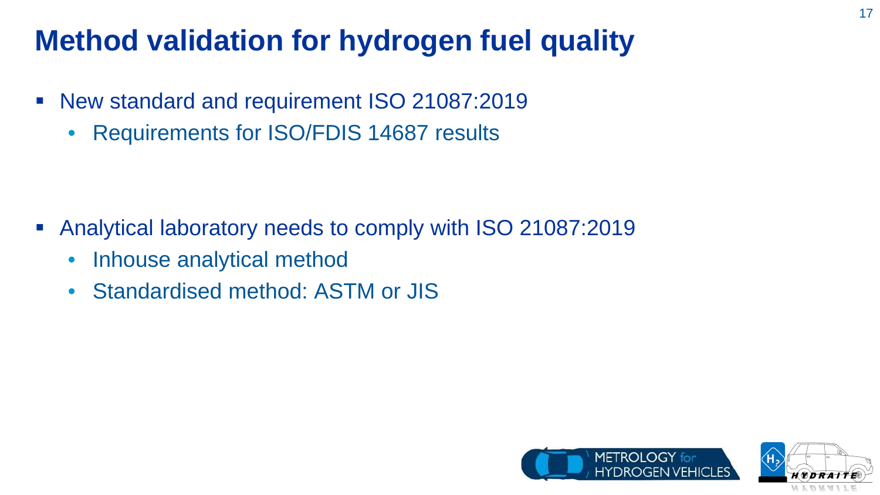# Method validation for hydrogen fuel quality

- New standard and requirement ISO 21087:2019
  - Requirements for ISO/FDIS 14687 results

- Analytical laboratory needs to comply with ISO 21087:2019
  - Inhouse analytical method
  - Standardised method: ASTM or JIS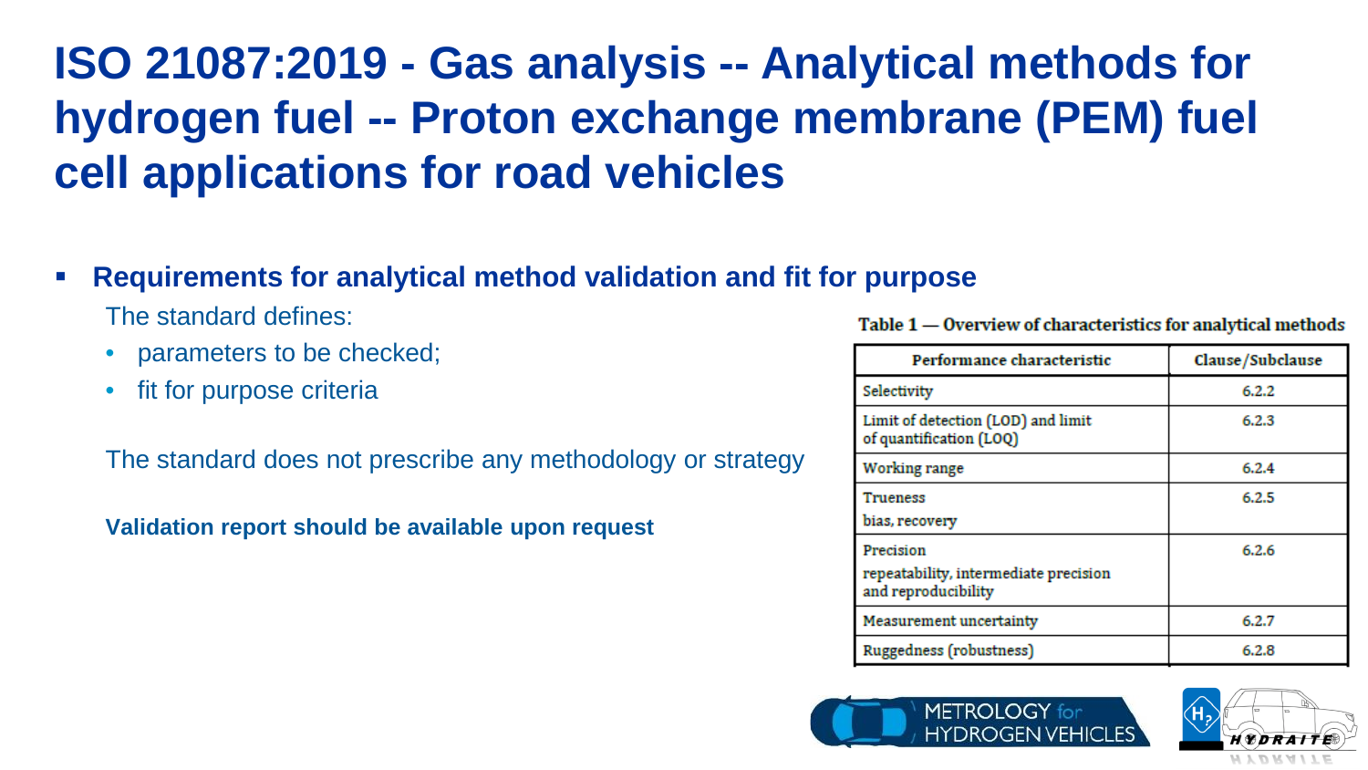# ISO 21087:2019 - Gas analysis -- Analytical methods for hydrogen fuel -- Proton exchange membrane (PEM) fuel cell applications for road vehicles

- **Requirements for analytical method validation and fit for purpose**

  The standard defines:

  - parameters to be checked;
  - fit for purpose criteria

  The standard does not prescribe any methodology or strategy

  **Validation report should be available upon request**

**Table 1 — Overview of characteristics for analytical methods**

| Performance characteristic | Clause/Subclause |
|---|---|
| Selectivity | 6.2.2 |
| Limit of detection (LOD) and limit of quantification (LOQ) | 6.2.3 |
| Working range | 6.2.4 |
| Trueness<br>bias, recovery | 6.2.5 |
| Precision<br>repeatability, intermediate precision and reproducibility | 6.2.6 |
| Measurement uncertainty | 6.2.7 |
| Ruggedness (robustness) | 6.2.8 |

METROLOGY for HYDROGEN VEHICLES

HYDRAITE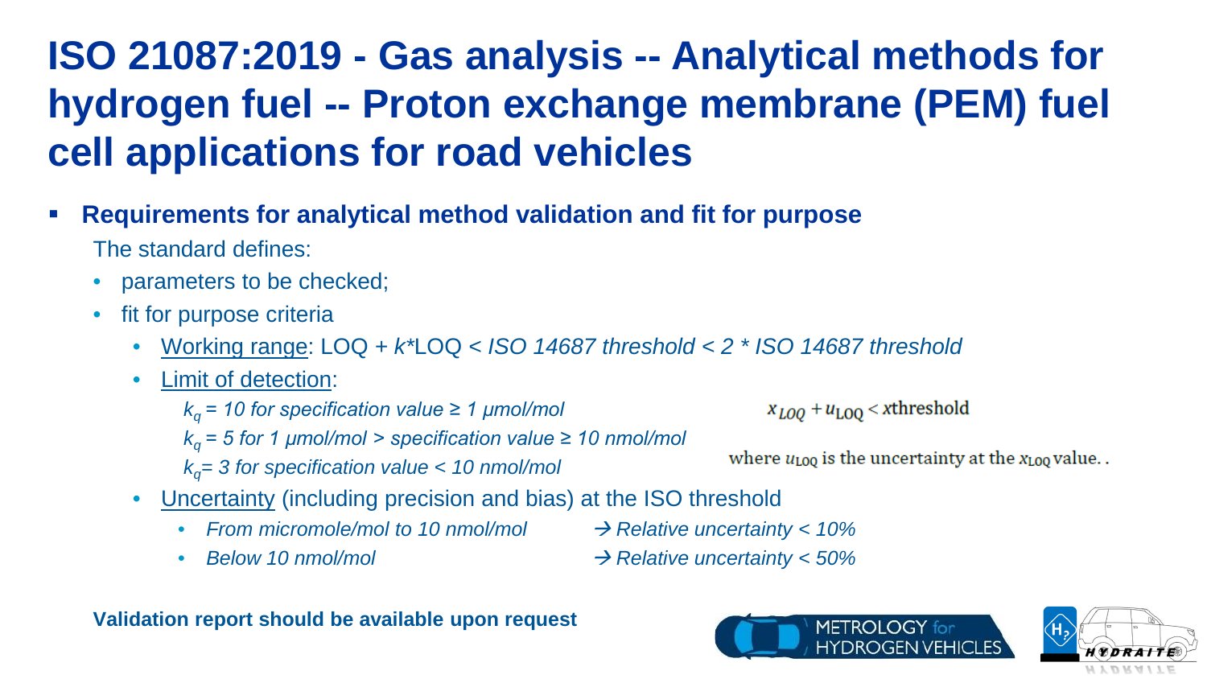# ISO 21087:2019 - Gas analysis -- Analytical methods for hydrogen fuel -- Proton exchange membrane (PEM) fuel cell applications for road vehicles

- **Requirements for analytical method validation and fit for purpose**

  The standard defines:

  - parameters to be checked;
  - fit for purpose criteria
    - Working range: LOQ + *k*\*LOQ < *ISO 14687 threshold < 2 \* ISO 14687 threshold*
    - Limit of detection:

      *$k_q$ = 10 for specification value ≥ 1 µmol/mol*

      *$k_q$ = 5 for 1 µmol/mol > specification value ≥ 10 nmol/mol*

      *$k_q$= 3 for specification value < 10 nmol/mol*

      $x_{LOQ} + u_{\mathrm{LOQ}} < x\mathrm{threshold}$

      where $u_{\mathrm{LOQ}}$ is the uncertainty at the $x_{\mathrm{LOQ}}$ value. .

    - Uncertainty (including precision and bias) at the ISO threshold
      - *From micromole/mol to 10 nmol/mol* → *Relative uncertainty < 10%*
      - *Below 10 nmol/mol* → *Relative uncertainty < 50%*

**Validation report should be available upon request**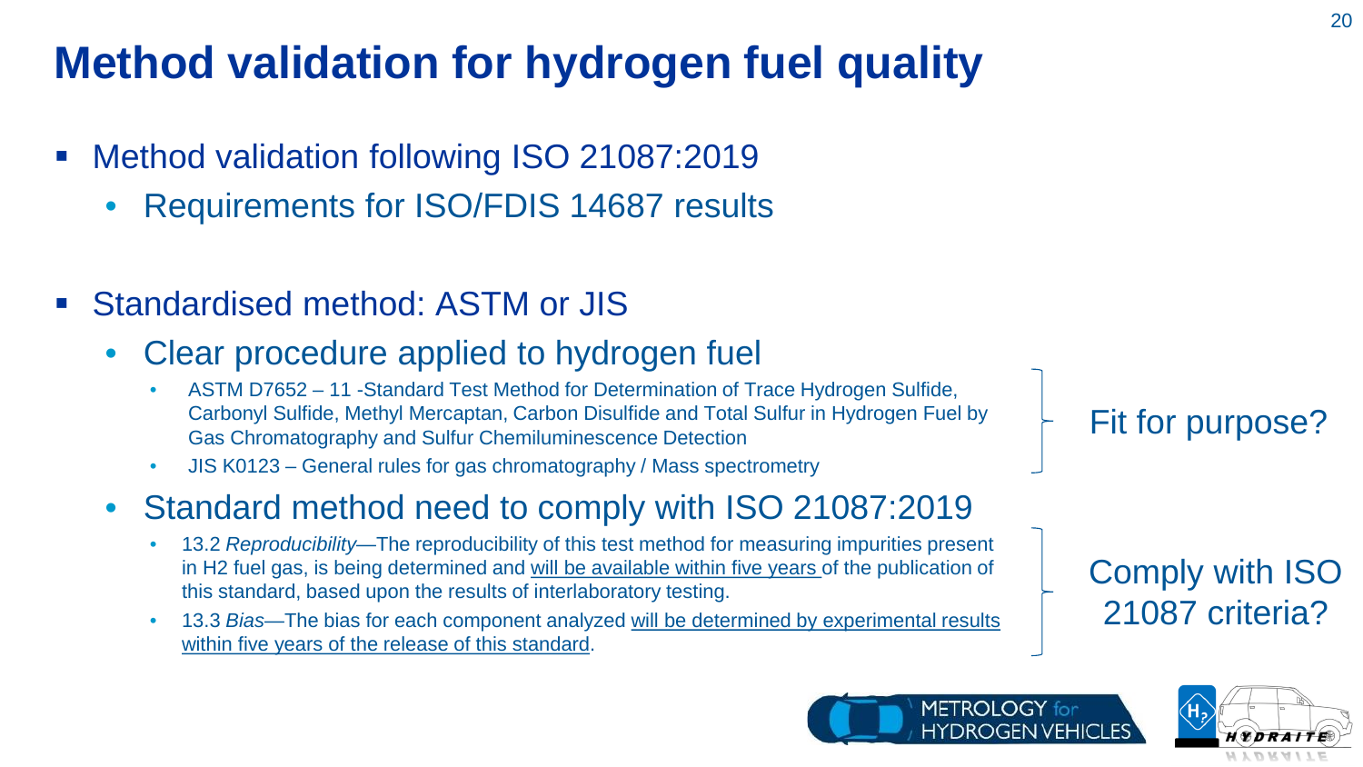# Method validation for hydrogen fuel quality

- Method validation following ISO 21087:2019
  - Requirements for ISO/FDIS 14687 results

- Standardised method: ASTM or JIS
  - Clear procedure applied to hydrogen fuel
    - ASTM D7652 – 11 -Standard Test Method for Determination of Trace Hydrogen Sulfide, Carbonyl Sulfide, Methyl Mercaptan, Carbon Disulfide and Total Sulfur in Hydrogen Fuel by Gas Chromatography and Sulfur Chemiluminescence Detection
    - JIS K0123 – General rules for gas chromatography / Mass spectrometry

    Fit for purpose?

  - Standard method need to comply with ISO 21087:2019
    - 13.2 *Reproducibility*—The reproducibility of this test method for measuring impurities present in H2 fuel gas, is being determined and <u>will be available within five years</u> of the publication of this standard, based upon the results of interlaboratory testing.
    - 13.3 *Bias*—The bias for each component analyzed <u>will be determined by experimental results within five years of the release of this standard</u>.

    Comply with ISO 21087 criteria?

METROLOGY for HYDROGEN VEHICLES

HYDRAITE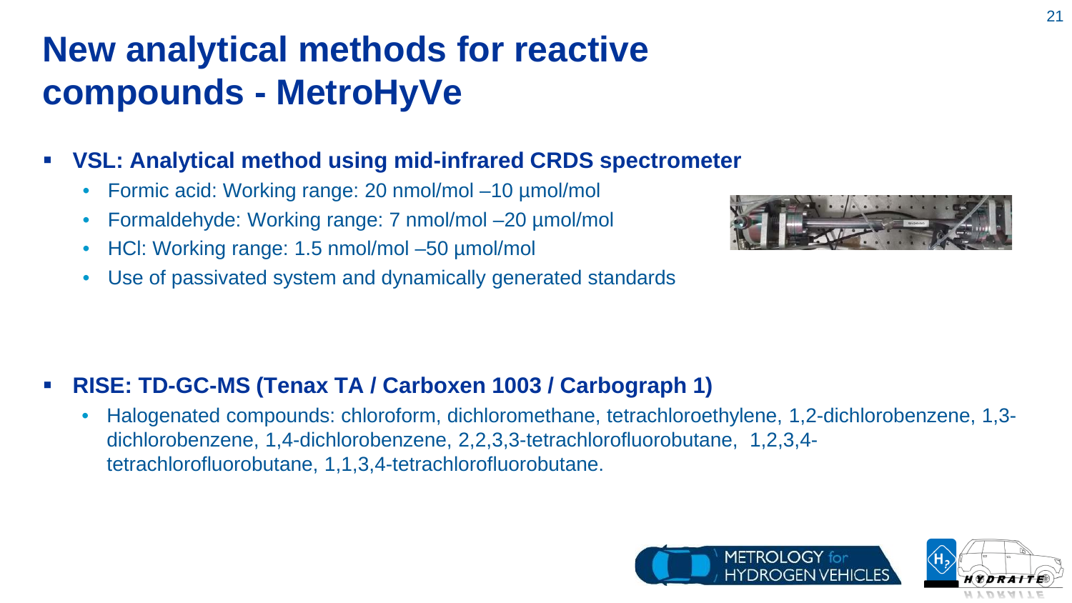# New analytical methods for reactive compounds - MetroHyVe

- **VSL: Analytical method using mid-infrared CRDS spectrometer**
  - Formic acid: Working range: 20 nmol/mol –10 µmol/mol
  - Formaldehyde: Working range: 7 nmol/mol –20 µmol/mol
  - HCl: Working range: 1.5 nmol/mol –50 µmol/mol
  - Use of passivated system and dynamically generated standards

- **RISE: TD-GC-MS (Tenax TA / Carboxen 1003 / Carbograph 1)**
  - Halogenated compounds: chloroform, dichloromethane, tetrachloroethylene, 1,2-dichlorobenzene, 1,3-dichlorobenzene, 1,4-dichlorobenzene, 2,2,3,3-tetrachlorofluorobutane, 1,2,3,4-tetrachlorofluorobutane, 1,1,3,4-tetrachlorofluorobutane.

METROLOGY for HYDROGEN VEHICLES

HYDRAITE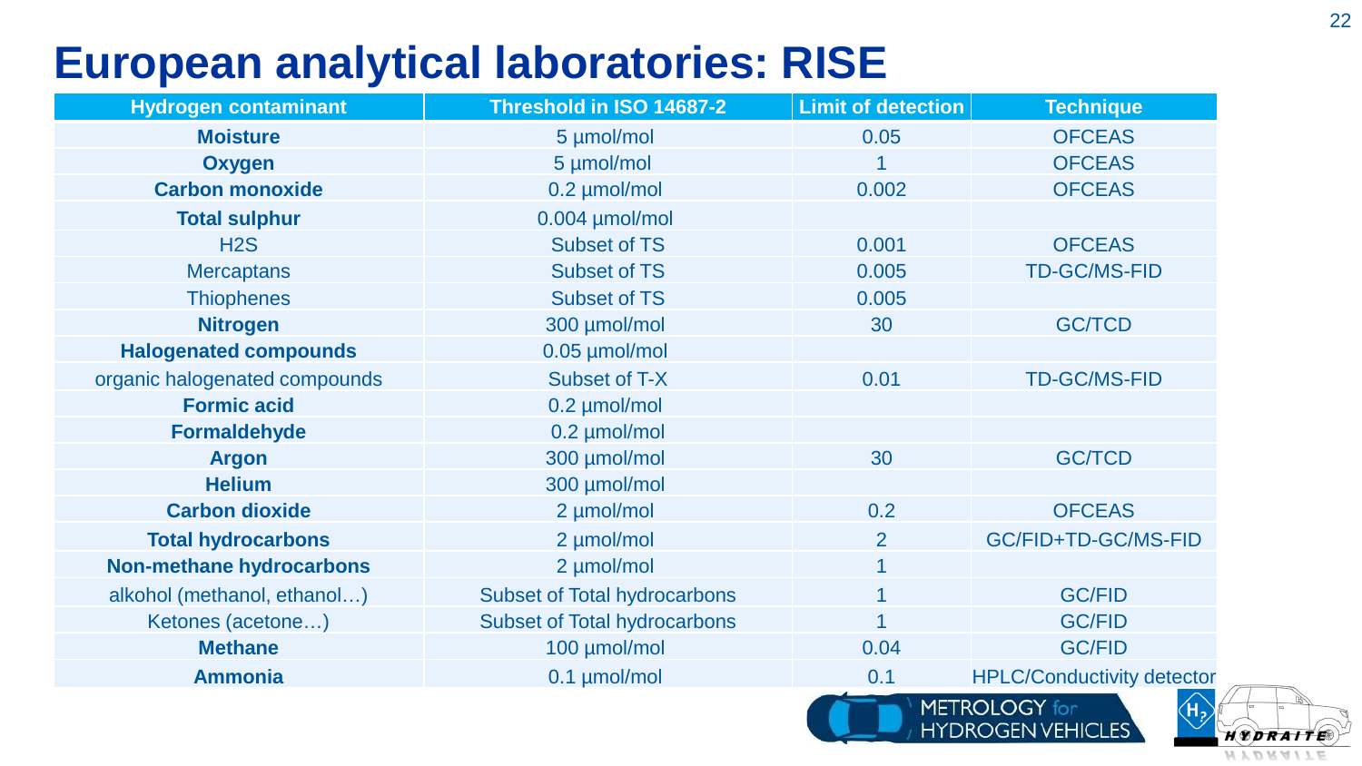# European analytical laboratories: RISE

| Hydrogen contaminant | Threshold in ISO 14687-2 | Limit of detection | Technique |
|---|---|---|---|
| **Moisture** | 5 µmol/mol | 0.05 | OFCEAS |
| **Oxygen** | 5 µmol/mol | 1 | OFCEAS |
| **Carbon monoxide** | 0.2 µmol/mol | 0.002 | OFCEAS |
| **Total sulphur** | 0.004 µmol/mol | | |
| $H_2S$ | Subset of TS | 0.001 | OFCEAS |
| Mercaptans | Subset of TS | 0.005 | TD-GC/MS-FID |
| Thiophenes | Subset of TS | 0.005 | |
| **Nitrogen** | 300 µmol/mol | 30 | GC/TCD |
| **Halogenated compounds** | 0.05 µmol/mol | | |
| organic halogenated compounds | Subset of T-X | 0.01 | TD-GC/MS-FID |
| **Formic acid** | 0.2 µmol/mol | | |
| **Formaldehyde** | 0.2 µmol/mol | | |
| **Argon** | 300 µmol/mol | 30 | GC/TCD |
| **Helium** | 300 µmol/mol | | |
| **Carbon dioxide** | 2 µmol/mol | 0.2 | OFCEAS |
| **Total hydrocarbons** | 2 µmol/mol | 2 | GC/FID+TD-GC/MS-FID |
| **Non-methane hydrocarbons** | 2 µmol/mol | 1 | |
| alkohol (methanol, ethanol…) | Subset of Total hydrocarbons | 1 | GC/FID |
| Ketones (acetone…) | Subset of Total hydrocarbons | 1 | GC/FID |
| **Methane** | 100 µmol/mol | 0.04 | GC/FID |
| **Ammonia** | 0.1 µmol/mol | 0.1 | HPLC/Conductivity detector |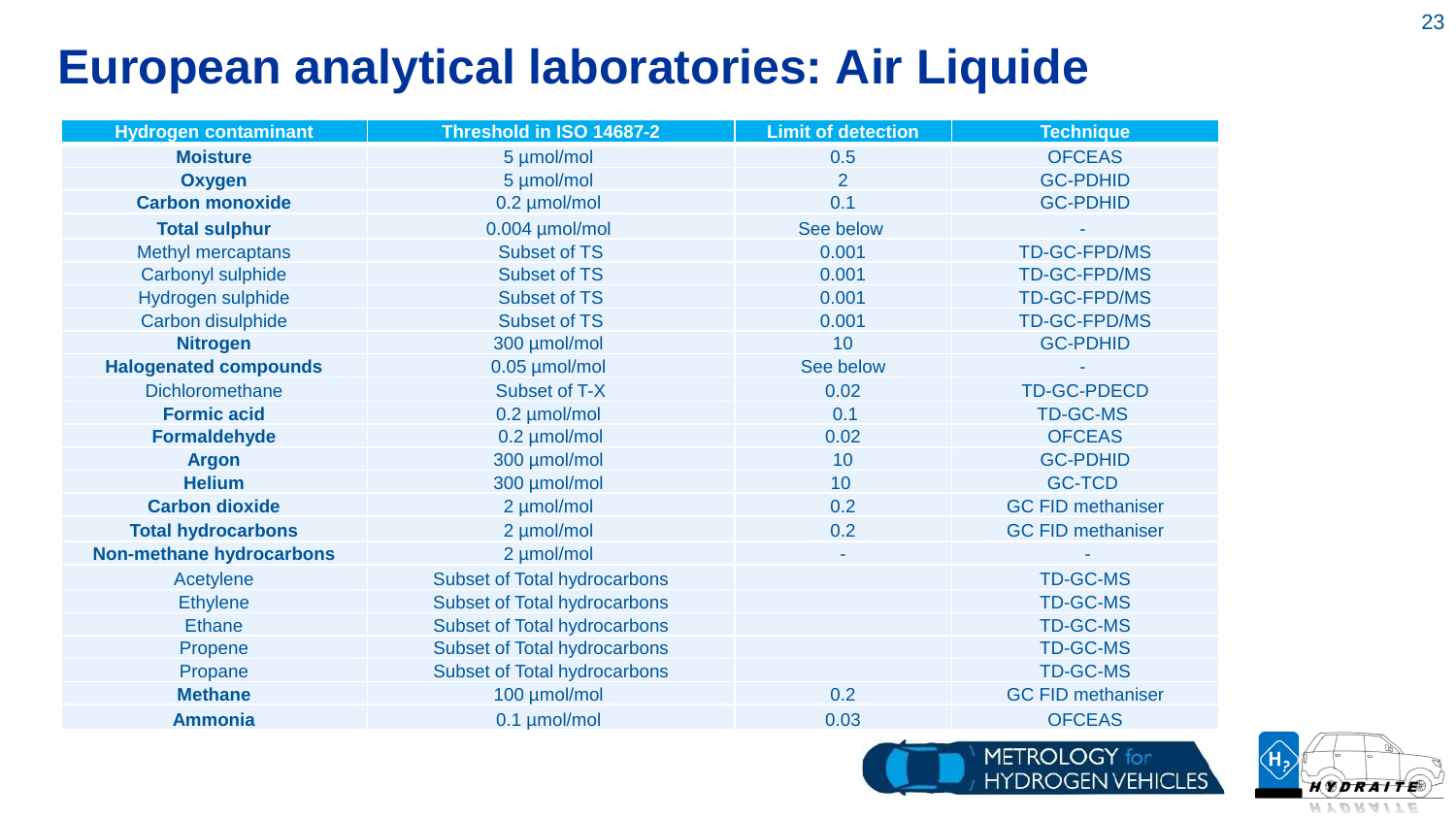# European analytical laboratories: Air Liquide

| Hydrogen contaminant | Threshold in ISO 14687-2 | Limit of detection | Technique |
|---|---|---|---|
| **Moisture** | 5 µmol/mol | 0.5 | OFCEAS |
| **Oxygen** | 5 µmol/mol | 2 | GC-PDHID |
| **Carbon monoxide** | 0.2 µmol/mol | 0.1 | GC-PDHID |
| **Total sulphur** | 0.004 µmol/mol | See below | - |
| Methyl mercaptans | Subset of TS | 0.001 | TD-GC-FPD/MS |
| Carbonyl sulphide | Subset of TS | 0.001 | TD-GC-FPD/MS |
| Hydrogen sulphide | Subset of TS | 0.001 | TD-GC-FPD/MS |
| Carbon disulphide | Subset of TS | 0.001 | TD-GC-FPD/MS |
| **Nitrogen** | 300 µmol/mol | 10 | GC-PDHID |
| **Halogenated compounds** | 0.05 µmol/mol | See below | - |
| Dichloromethane | Subset of T-X | 0.02 | TD-GC-PDECD |
| **Formic acid** | 0.2 µmol/mol | 0.1 | TD-GC-MS |
| **Formaldehyde** | 0.2 µmol/mol | 0.02 | OFCEAS |
| **Argon** | 300 µmol/mol | 10 | GC-PDHID |
| **Helium** | 300 µmol/mol | 10 | GC-TCD |
| **Carbon dioxide** | 2 µmol/mol | 0.2 | GC FID methaniser |
| **Total hydrocarbons** | 2 µmol/mol | 0.2 | GC FID methaniser |
| **Non-methane hydrocarbons** | 2 µmol/mol | - | - |
| Acetylene | Subset of Total hydrocarbons | | TD-GC-MS |
| Ethylene | Subset of Total hydrocarbons | | TD-GC-MS |
| Ethane | Subset of Total hydrocarbons | | TD-GC-MS |
| Propene | Subset of Total hydrocarbons | | TD-GC-MS |
| Propane | Subset of Total hydrocarbons | | TD-GC-MS |
| **Methane** | 100 µmol/mol | 0.2 | GC FID methaniser |
| **Ammonia** | 0.1 µmol/mol | 0.03 | OFCEAS |

METROLOGY for HYDROGEN VEHICLES

HYDRAITE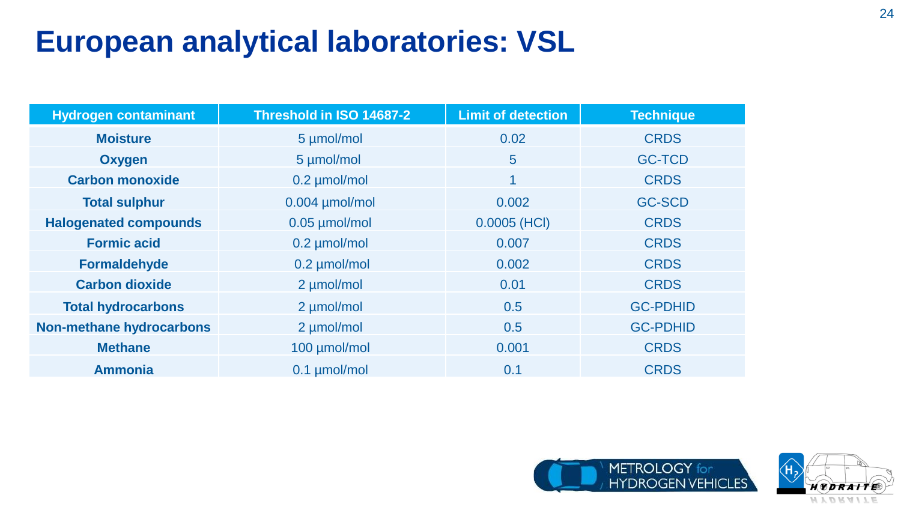# European analytical laboratories: VSL

| Hydrogen contaminant | Threshold in ISO 14687-2 | Limit of detection | Technique |
|---|---|---|---|
| **Moisture** | 5 µmol/mol | 0.02 | CRDS |
| **Oxygen** | 5 µmol/mol | 5 | GC-TCD |
| **Carbon monoxide** | 0.2 µmol/mol | 1 | CRDS |
| **Total sulphur** | 0.004 µmol/mol | 0.002 | GC-SCD |
| **Halogenated compounds** | 0.05 µmol/mol | 0.0005 (HCl) | CRDS |
| **Formic acid** | 0.2 µmol/mol | 0.007 | CRDS |
| **Formaldehyde** | 0.2 µmol/mol | 0.002 | CRDS |
| **Carbon dioxide** | 2 µmol/mol | 0.01 | CRDS |
| **Total hydrocarbons** | 2 µmol/mol | 0.5 | GC-PDHID |
| **Non-methane hydrocarbons** | 2 µmol/mol | 0.5 | GC-PDHID |
| **Methane** | 100 µmol/mol | 0.001 | CRDS |
| **Ammonia** | 0.1 µmol/mol | 0.1 | CRDS |

METROLOGY for HYDROGEN VEHICLES

HYDRAITE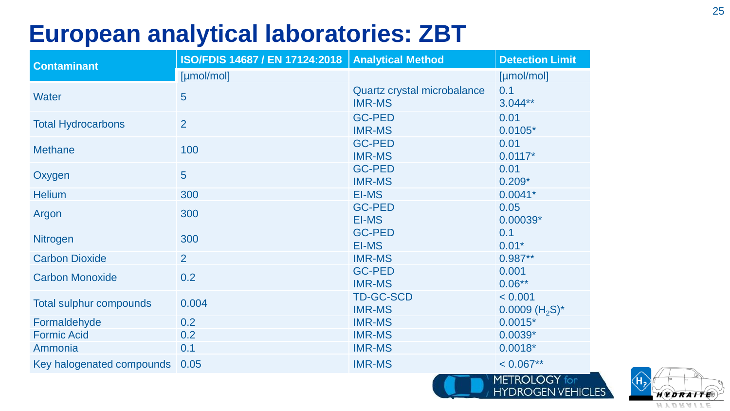# European analytical laboratories: ZBT

| Contaminant | ISO/FDIS 14687 / EN 17124:2018 | Analytical Method | Detection Limit |
| --- | --- | --- | --- |
| | [µmol/mol] | | [µmol/mol] |
| Water | 5 | Quartz crystal microbalance<br>IMR-MS | 0.1<br>3.044** |
| Total Hydrocarbons | 2 | GC-PED<br>IMR-MS | 0.01<br>0.0105* |
| Methane | 100 | GC-PED<br>IMR-MS | 0.01<br>0.0117* |
| Oxygen | 5 | GC-PED<br>IMR-MS | 0.01<br>0.209* |
| Helium | 300 | EI-MS | 0.0041* |
| Argon | 300 | GC-PED<br>EI-MS | 0.05<br>0.00039* |
| Nitrogen | 300 | GC-PED<br>EI-MS | 0.1<br>0.01* |
| Carbon Dioxide | 2 | IMR-MS | 0.987** |
| Carbon Monoxide | 0.2 | GC-PED<br>IMR-MS | 0.001<br>0.06** |
| Total sulphur compounds | 0.004 | TD-GC-SCD<br>IMR-MS | < 0.001<br>0.0009 ($H_2S$)* |
| Formaldehyde | 0.2 | IMR-MS | 0.0015* |
| Formic Acid | 0.2 | IMR-MS | 0.0039* |
| Ammonia | 0.1 | IMR-MS | 0.0018* |
| Key halogenated compounds | 0.05 | IMR-MS | < 0.067** |

METROLOGY for HYDROGEN VEHICLES

HYDRAITE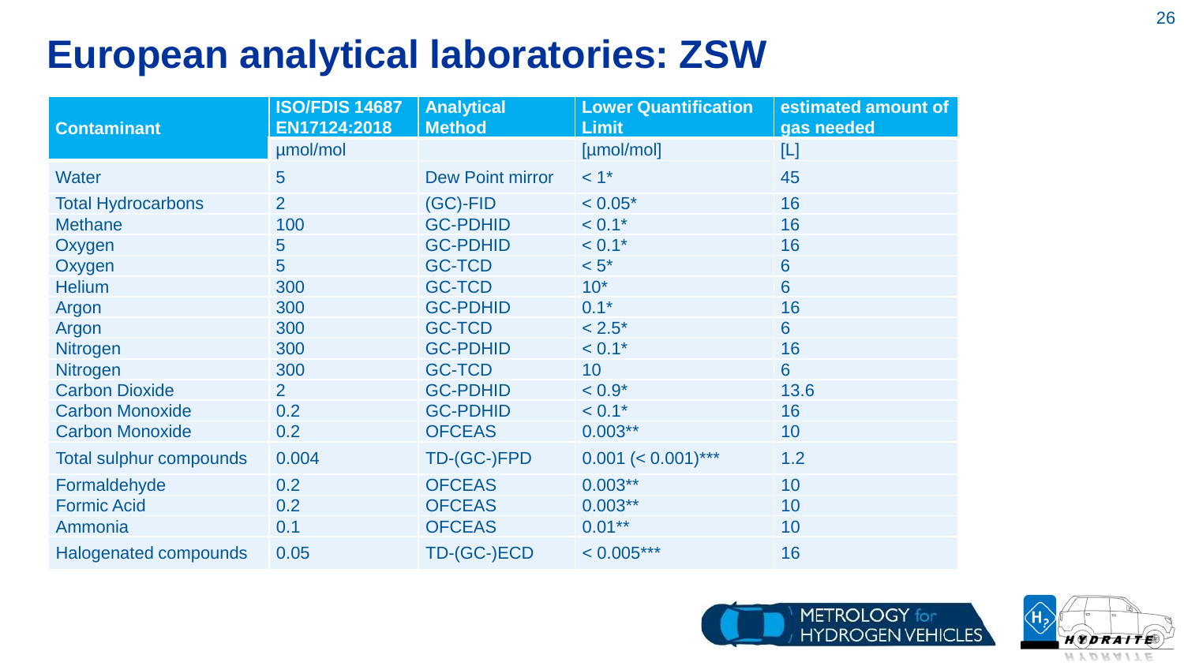# European analytical laboratories: ZSW

| Contaminant | ISO/FDIS 14687 EN17124:2018 | Analytical Method | Lower Quantification Limit | estimated amount of gas needed |
|---|---|---|---|---|
| | µmol/mol | | [µmol/mol] | [L] |
| Water | 5 | Dew Point mirror | < 1* | 45 |
| Total Hydrocarbons | 2 | (GC)-FID | < 0.05* | 16 |
| Methane | 100 | GC-PDHID | < 0.1* | 16 |
| Oxygen | 5 | GC-PDHID | < 0.1* | 16 |
| Oxygen | 5 | GC-TCD | < 5* | 6 |
| Helium | 300 | GC-TCD | 10* | 6 |
| Argon | 300 | GC-PDHID | 0.1* | 16 |
| Argon | 300 | GC-TCD | < 2.5* | 6 |
| Nitrogen | 300 | GC-PDHID | < 0.1* | 16 |
| Nitrogen | 300 | GC-TCD | 10 | 6 |
| Carbon Dioxide | 2 | GC-PDHID | < 0.9* | 13.6 |
| Carbon Monoxide | 0.2 | GC-PDHID | < 0.1* | 16 |
| Carbon Monoxide | 0.2 | OFCEAS | 0.003** | 10 |
| Total sulphur compounds | 0.004 | TD-(GC-)FPD | 0.001 (< 0.001)*** | 1.2 |
| Formaldehyde | 0.2 | OFCEAS | 0.003** | 10 |
| Formic Acid | 0.2 | OFCEAS | 0.003** | 10 |
| Ammonia | 0.1 | OFCEAS | 0.01** | 10 |
| Halogenated compounds | 0.05 | TD-(GC-)ECD | < 0.005*** | 16 |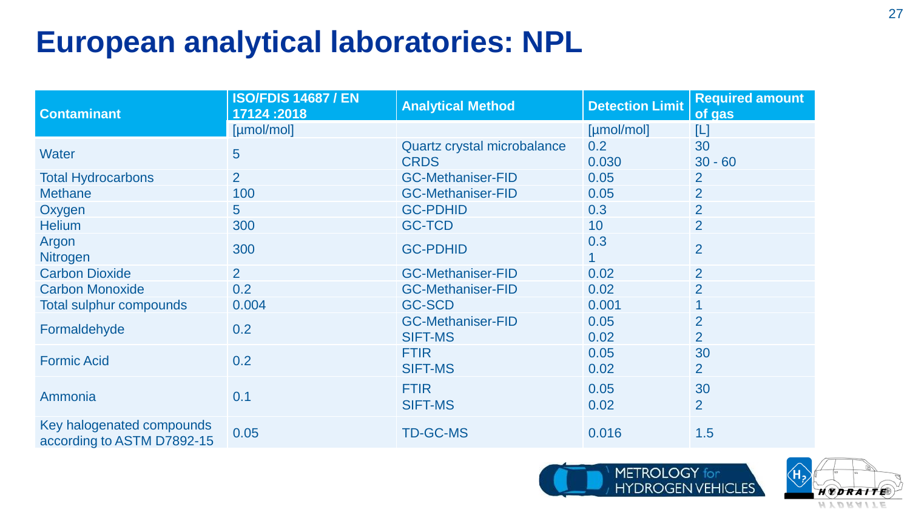# European analytical laboratories: NPL

| Contaminant | ISO/FDIS 14687 / EN 17124 :2018 | Analytical Method | Detection Limit | Required amount of gas |
|---|---|---|---|---|
| | [µmol/mol] | | [µmol/mol] | [L] |
| Water | 5 | Quartz crystal microbalance<br>CRDS | 0.2<br>0.030 | 30<br>30 - 60 |
| Total Hydrocarbons | 2 | GC-Methaniser-FID | 0.05 | 2 |
| Methane | 100 | GC-Methaniser-FID | 0.05 | 2 |
| Oxygen | 5 | GC-PDHID | 0.3 | 2 |
| Helium | 300 | GC-TCD | 10 | 2 |
| Argon<br>Nitrogen | 300 | GC-PDHID | 0.3<br>1 | 2 |
| Carbon Dioxide | 2 | GC-Methaniser-FID | 0.02 | 2 |
| Carbon Monoxide | 0.2 | GC-Methaniser-FID | 0.02 | 2 |
| Total sulphur compounds | 0.004 | GC-SCD | 0.001 | 1 |
| Formaldehyde | 0.2 | GC-Methaniser-FID<br>SIFT-MS | 0.05<br>0.02 | 2<br>2 |
| Formic Acid | 0.2 | FTIR<br>SIFT-MS | 0.05<br>0.02 | 30<br>2 |
| Ammonia | 0.1 | FTIR<br>SIFT-MS | 0.05<br>0.02 | 30<br>2 |
| Key halogenated compounds according to ASTM D7892-15 | 0.05 | TD-GC-MS | 0.016 | 1.5 |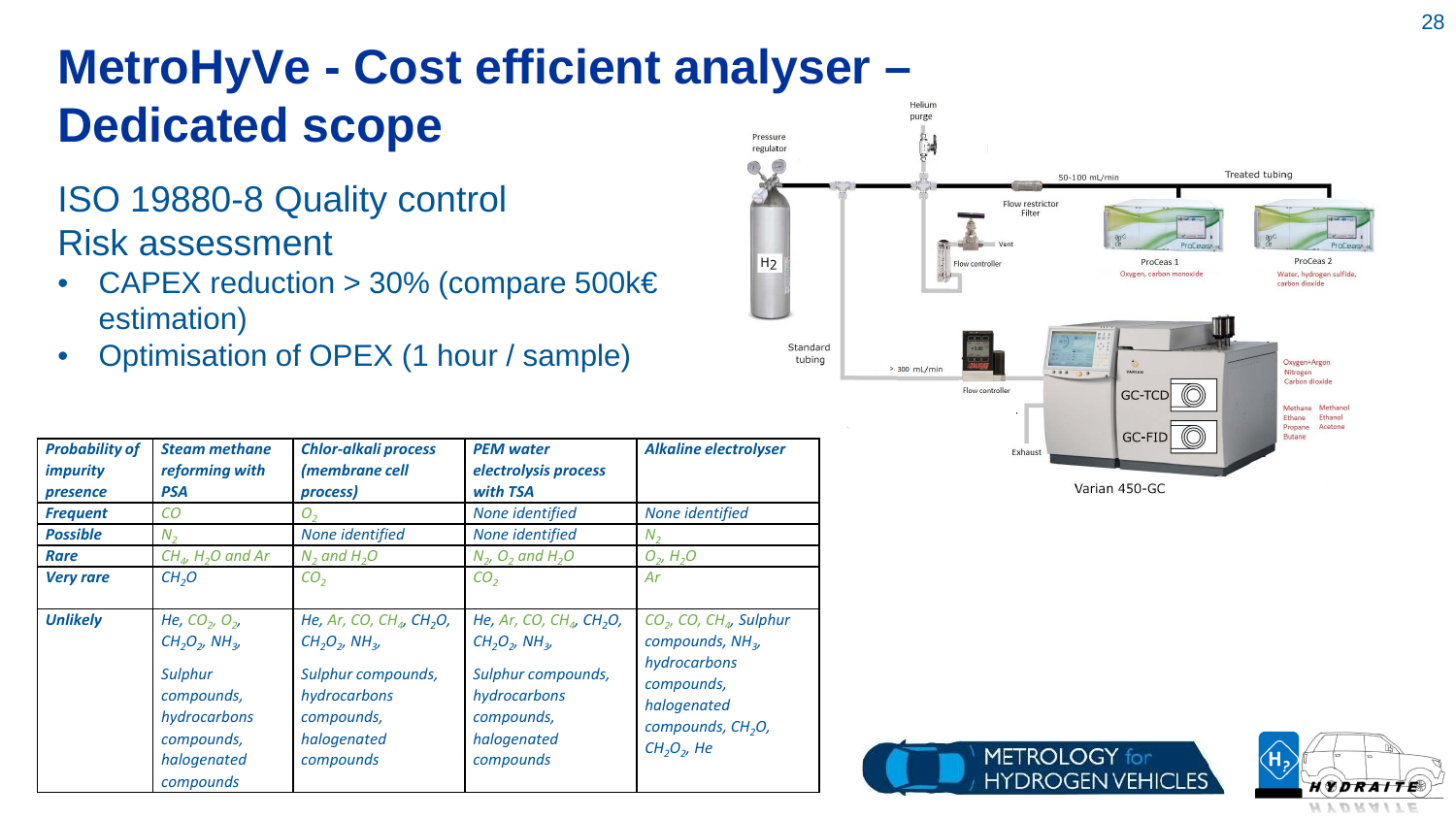# MetroHyVe - Cost efficient analyser – Dedicated scope

## ISO 19880-8 Quality control

## Risk assessment

- CAPEX reduction > 30% (compare 500k€ estimation)
- Optimisation of OPEX (1 hour / sample)

| *Probability of impurity presence* | *Steam methane reforming with PSA* | *Chlor-alkali process (membrane cell process)* | *PEM water electrolysis process with TSA* | *Alkaline electrolyser* |
|---|---|---|---|---|
| *Frequent* | *CO* | *$O_2$* | *None identified* | *None identified* |
| *Possible* | *$N_2$* | *None identified* | *None identified* | *$N_2$* |
| *Rare* | *$CH_4$, $H_2O$ and Ar* | *$N_2$ and $H_2O$* | *$N_2$, $O_2$ and $H_2O$* | *$O_2$, $H_2O$* |
| *Very rare* | *$CH_2O$* | *$CO_2$* | *$CO_2$* | *Ar* |
| *Unlikely* | *He, $CO_2$, $O_2$, $CH_2O_2$, $NH_3$, Sulphur compounds, hydrocarbons compounds, halogenated compounds* | *He, Ar, CO, $CH_4$, $CH_2O$, $CH_2O_2$, $NH_3$, Sulphur compounds, hydrocarbons compounds, halogenated compounds* | *He, Ar, CO, $CH_4$, $CH_2O$, $CH_2O_2$, $NH_3$, Sulphur compounds, hydrocarbons compounds, halogenated compounds* | *$CO_2$, CO, $CH_4$, Sulphur compounds, $NH_3$, hydrocarbons compounds, halogenated compounds, $CH_2O$, $CH_2O_2$, He* |

Helium purge; Pressure regulator; $H_2$; 50-100 mL/min; Treated tubing; Flow restrictor Filter; Vent; Flow controller; ProCeas 1: Oxygen, carbon monoxide; ProCeas 2: Water, hydrogen sulfide, carbon dioxide; Standard tubing; > 300 mL/min; Flow controller; Exhaust; GC-TCD: Oxygen+Argon, Nitrogen, Carbon dioxide; GC-FID: Methane, Ethane, Propane, Butane, Methanol, Ethanol, Acetone

Varian 450-GC

METROLOGY for HYDROGEN VEHICLES

HYDRAITE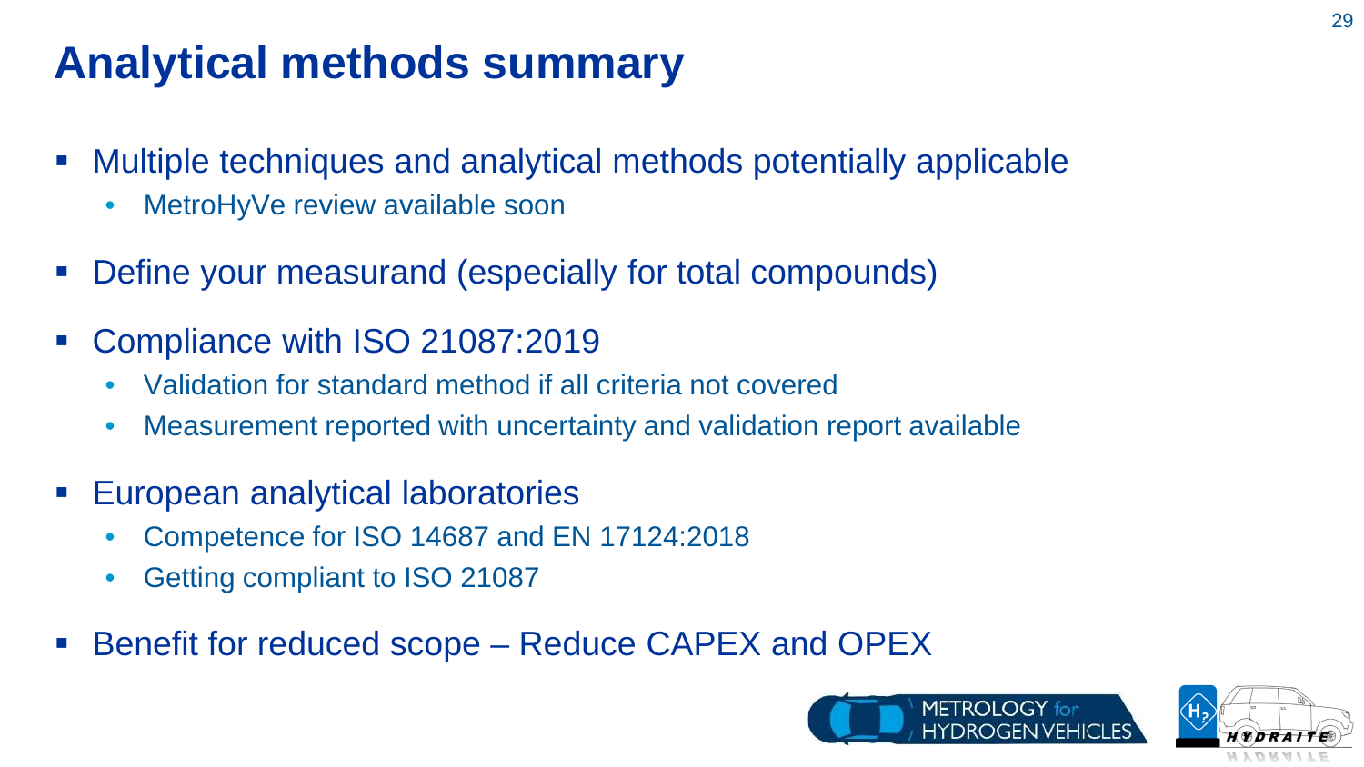# Analytical methods summary

- Multiple techniques and analytical methods potentially applicable
  - MetroHyVe review available soon
- Define your measurand (especially for total compounds)
- Compliance with ISO 21087:2019
  - Validation for standard method if all criteria not covered
  - Measurement reported with uncertainty and validation report available
- European analytical laboratories
  - Competence for ISO 14687 and EN 17124:2018
  - Getting compliant to ISO 21087
- Benefit for reduced scope – Reduce CAPEX and OPEX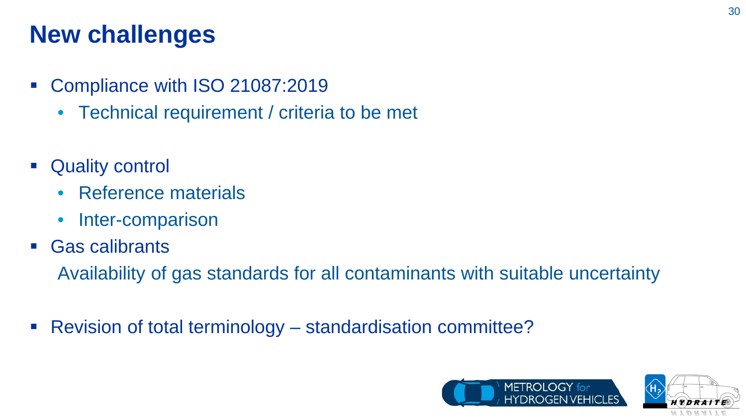# New challenges

- Compliance with ISO 21087:2019
  - Technical requirement / criteria to be met

- Quality control
  - Reference materials
  - Inter-comparison
- Gas calibrants

  Availability of gas standards for all contaminants with suitable uncertainty

- Revision of total terminology – standardisation committee?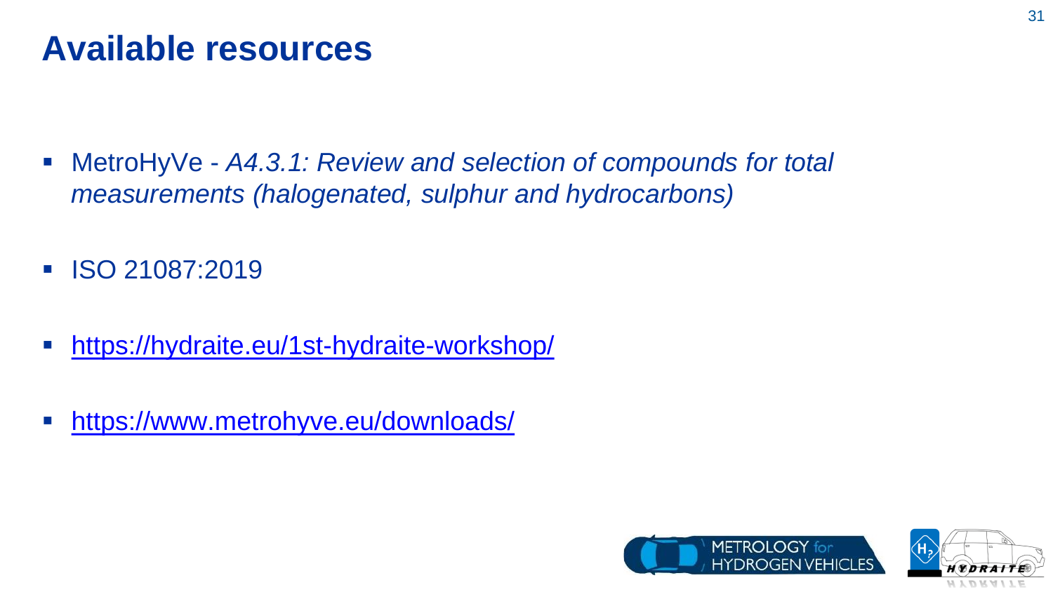# Available resources

- MetroHyVe - *A4.3.1: Review and selection of compounds for total measurements (halogenated, sulphur and hydrocarbons)*
- ISO 21087:2019
- https://hydraite.eu/1st-hydraite-workshop/
- https://www.metrohyve.eu/downloads/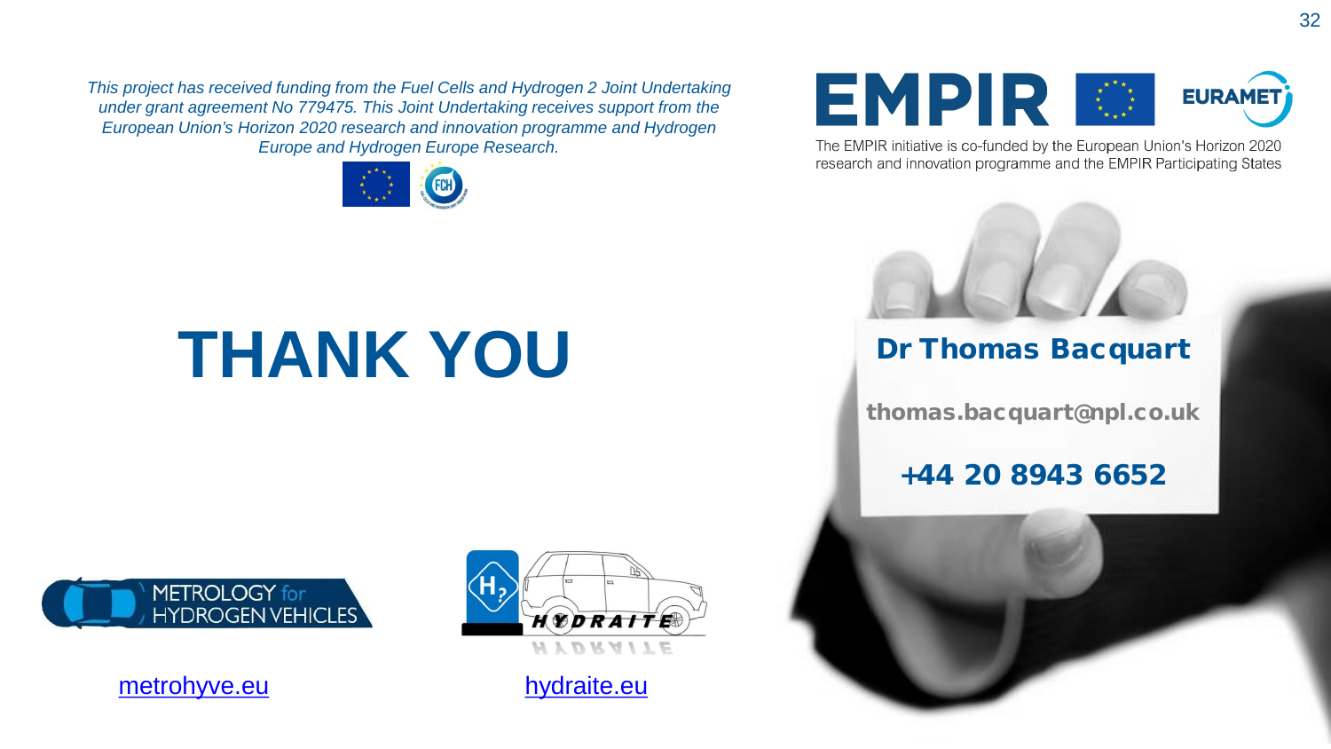*This project has received funding from the Fuel Cells and Hydrogen 2 Joint Undertaking under grant agreement No 779475. This Joint Undertaking receives support from the European Union's Horizon 2020 research and innovation programme and Hydrogen Europe and Hydrogen Europe Research.*

The EMPIR initiative is co-funded by the European Union's Horizon 2020 research and innovation programme and the EMPIR Participating States

# THANK YOU

**Dr Thomas Bacquart**

thomas.bacquart@npl.co.uk

**+44 20 8943 6652**

METROLOGY for HYDROGEN VEHICLES

metrohyve.eu

HYDRAITE

hydraite.eu